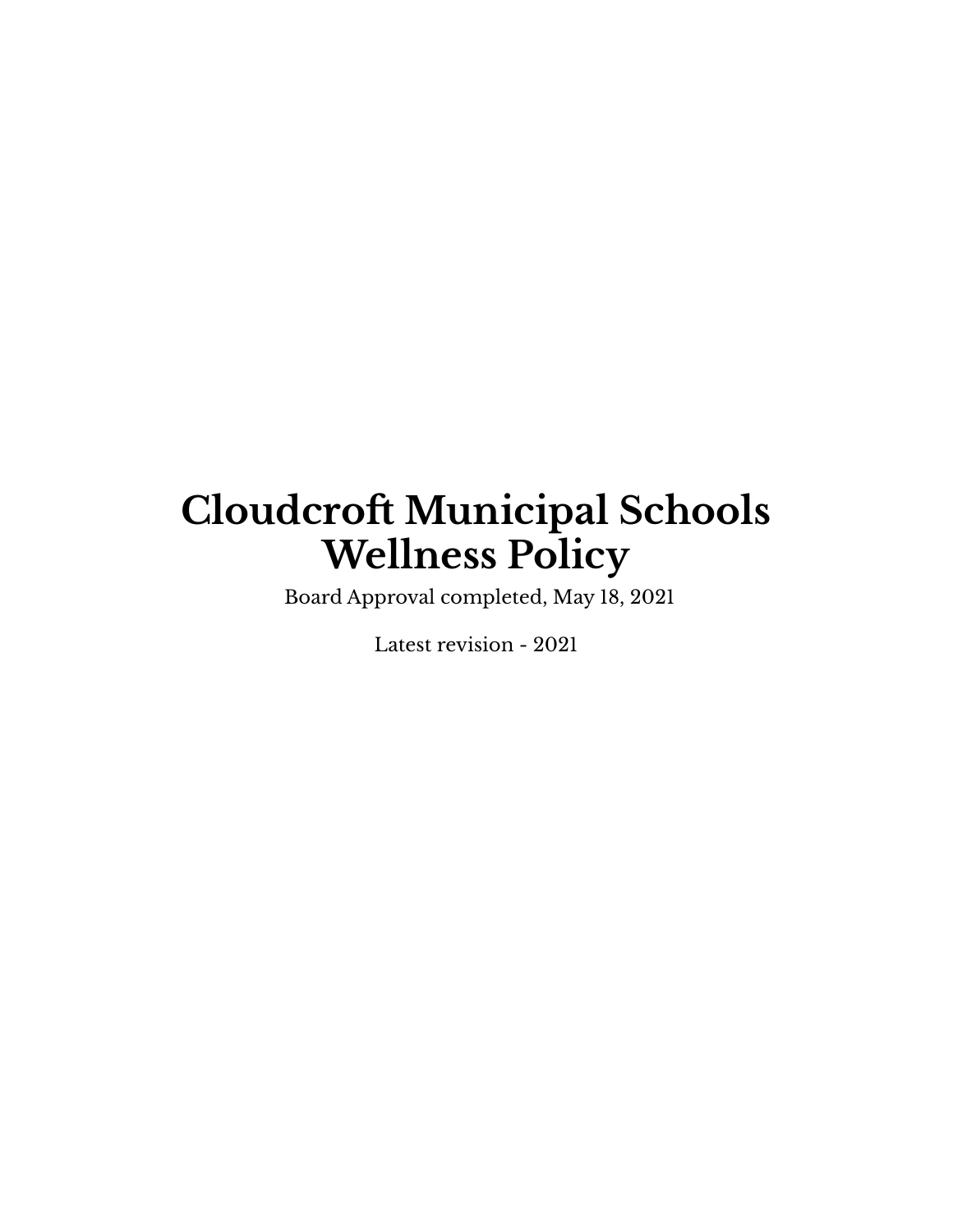# Cloudcroft Municipal Schools Wellness Policy

Board Approval completed, May 18, 2021

Latest revision - 2021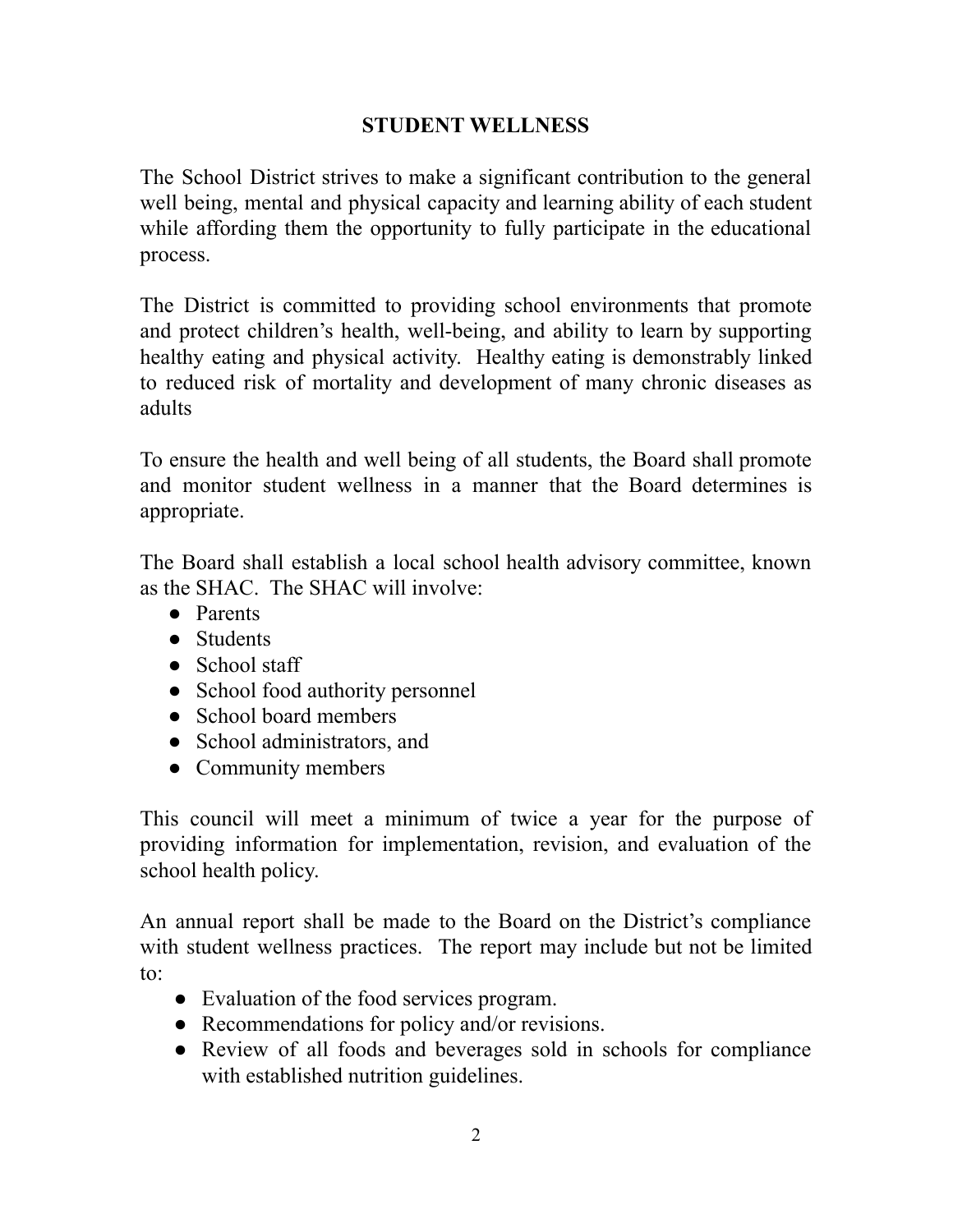# STUDENT WELLNESS

The School District strives to make a significant contribution to the general well being, mental and physical capacity and learning ability of each student while affording them the opportunity to fully participate in the educational process.

The District is committed to providing school environments that promote and protect children's health, well-being, and ability to learn by supporting healthy eating and physical activity. Healthy eating is demonstrably linked to reduced risk of mortality and development of many chronic diseases as adults

To ensure the health and well being of all students, the Board shall promote and monitor student wellness in a manner that the Board determines is appropriate.

The Board shall establish a local school health advisory committee, known as the SHAC. The SHAC will involve:

- Parents
- Students
- School staff
- School food authority personnel
- School board members
- School administrators, and
- Community members

This council will meet a minimum of twice a year for the purpose of providing information for implementation, revision, and evaluation of the school health policy.

An annual report shall be made to the Board on the District's compliance with student wellness practices. The report may include but not be limited to:

- Evaluation of the food services program.
- Recommendations for policy and/or revisions.
- Review of all foods and beverages sold in schools for compliance with established nutrition guidelines.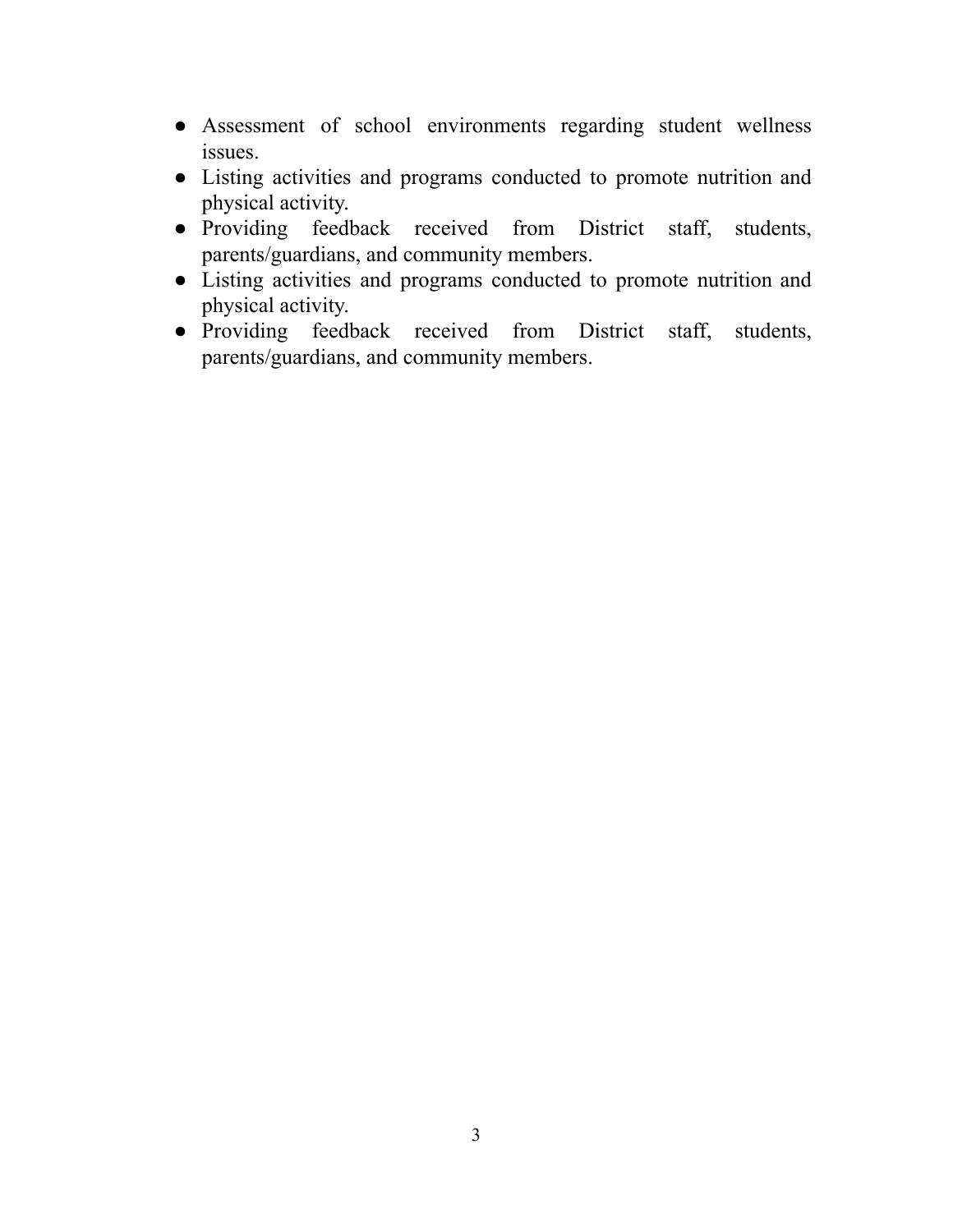- Assessment of school environments regarding student wellness issues.
- Listing activities and programs conducted to promote nutrition and physical activity.
- Providing feedback received from District staff, students, parents/guardians, and community members.
- Listing activities and programs conducted to promote nutrition and physical activity.
- Providing feedback received from District staff, students, parents/guardians, and community members.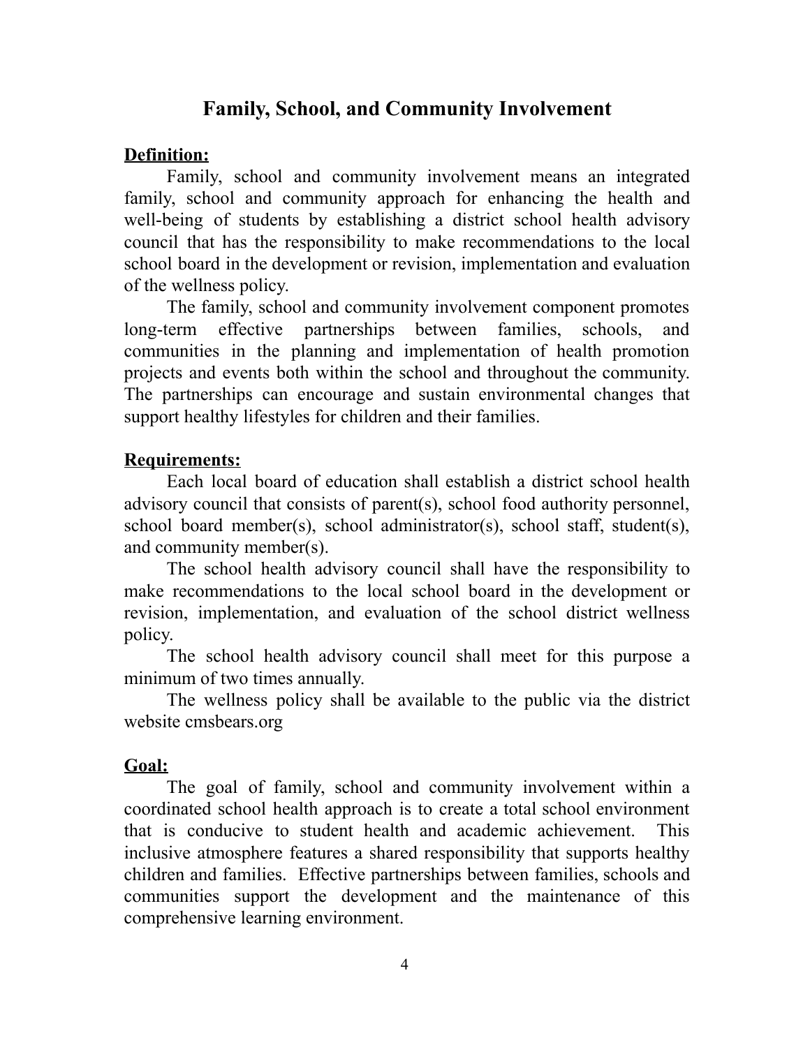# Family, School, and Community Involvement

**Definition:**

Family, school and community involvement means an integrated family, school and community approach for enhancing the health and well-being of students by establishing a district school health advisory council that has the responsibility to make recommendations to the local school board in the development or revision, implementation and evaluation of the wellness policy.

The family, school and community involvement component promotes long-term effective partnerships between families, schools, and communities in the planning and implementation of health promotion projects and events both within the school and throughout the community. The partnerships can encourage and sustain environmental changes that support healthy lifestyles for children and their families.

**Requirements:**

Each local board of education shall establish a district school health advisory council that consists of parent(s), school food authority personnel, school board member(s), school administrator(s), school staff, student(s), and community member(s).

The school health advisory council shall have the responsibility to make recommendations to the local school board in the development or revision, implementation, and evaluation of the school district wellness policy.

The school health advisory council shall meet for this purpose a minimum of two times annually.

The wellness policy shall be available to the public via the district website cmsbears.org

**Goal:**

The goal of family, school and community involvement within a coordinated school health approach is to create a total school environment that is conducive to student health and academic achievement. This inclusive atmosphere features a shared responsibility that supports healthy children and families. Effective partnerships between families, schools and communities support the development and the maintenance of this comprehensive learning environment.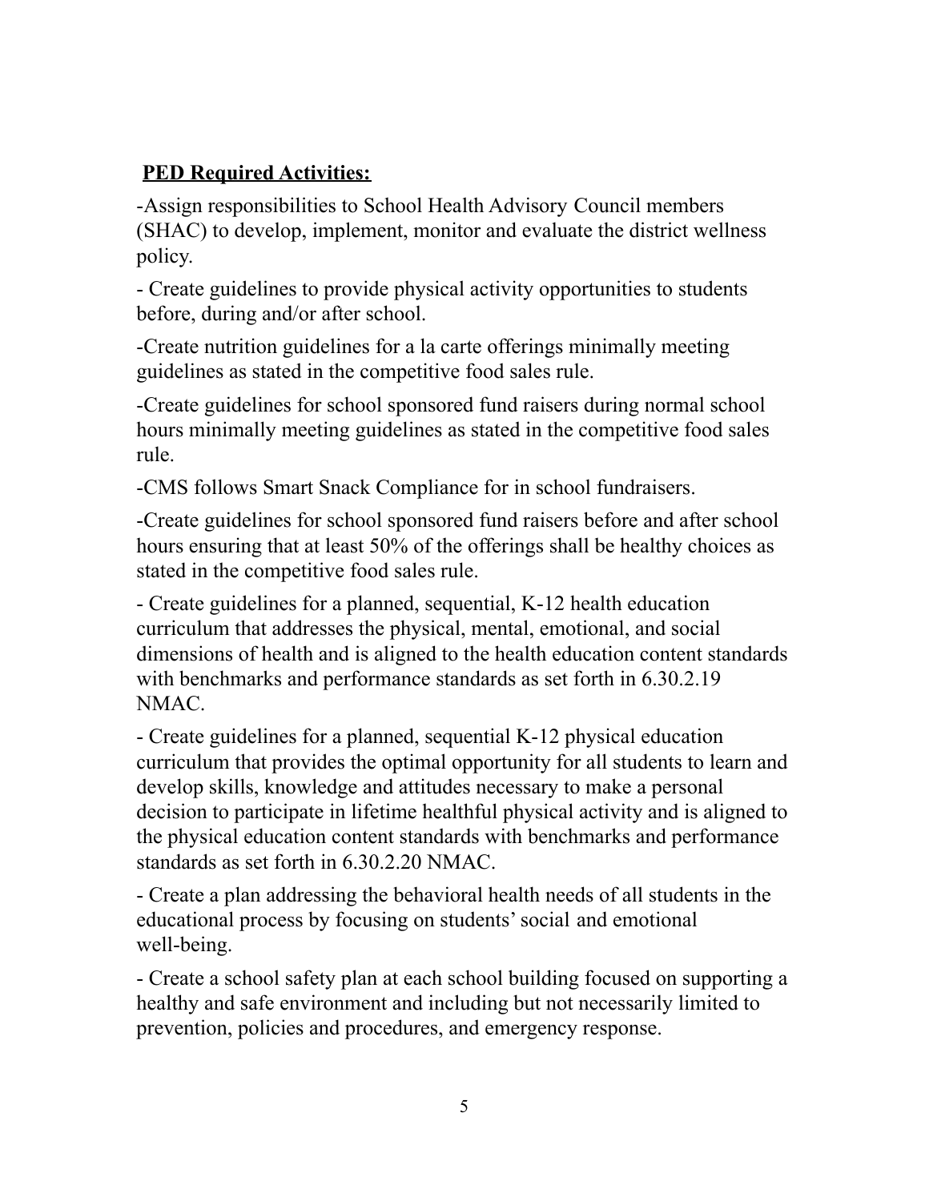**PED Required Activities:**

-Assign responsibilities to School Health Advisory Council members (SHAC) to develop, implement, monitor and evaluate the district wellness policy.

- Create guidelines to provide physical activity opportunities to students before, during and/or after school.

-Create nutrition guidelines for a la carte offerings minimally meeting guidelines as stated in the competitive food sales rule.

-Create guidelines for school sponsored fund raisers during normal school hours minimally meeting guidelines as stated in the competitive food sales rule.

-CMS follows Smart Snack Compliance for in school fundraisers.

-Create guidelines for school sponsored fund raisers before and after school hours ensuring that at least 50% of the offerings shall be healthy choices as stated in the competitive food sales rule.

- Create guidelines for a planned, sequential, K-12 health education curriculum that addresses the physical, mental, emotional, and social dimensions of health and is aligned to the health education content standards with benchmarks and performance standards as set forth in 6.30.2.19 NMAC.

- Create guidelines for a planned, sequential K-12 physical education curriculum that provides the optimal opportunity for all students to learn and develop skills, knowledge and attitudes necessary to make a personal decision to participate in lifetime healthful physical activity and is aligned to the physical education content standards with benchmarks and performance standards as set forth in 6.30.2.20 NMAC.

- Create a plan addressing the behavioral health needs of all students in the educational process by focusing on students' social and emotional well-being.

- Create a school safety plan at each school building focused on supporting a healthy and safe environment and including but not necessarily limited to prevention, policies and procedures, and emergency response.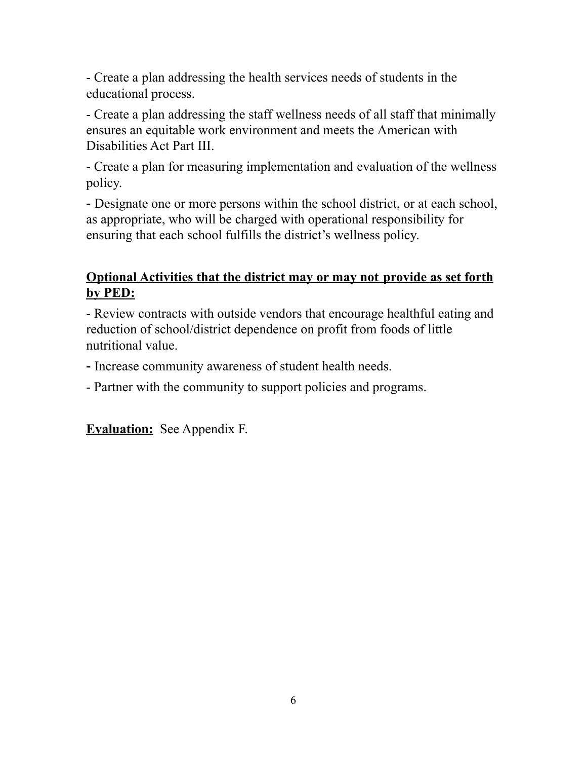- Create a plan addressing the health services needs of students in the educational process.

- Create a plan addressing the staff wellness needs of all staff that minimally ensures an equitable work environment and meets the American with Disabilities Act Part III.

- Create a plan for measuring implementation and evaluation of the wellness policy.

- Designate one or more persons within the school district, or at each school, as appropriate, who will be charged with operational responsibility for ensuring that each school fulfills the district's wellness policy.

**Optional Activities that the district may or may not provide as set forth by PED:**

- Review contracts with outside vendors that encourage healthful eating and reduction of school/district dependence on profit from foods of little nutritional value.

- Increase community awareness of student health needs.

- Partner with the community to support policies and programs.

**Evaluation:** See Appendix F.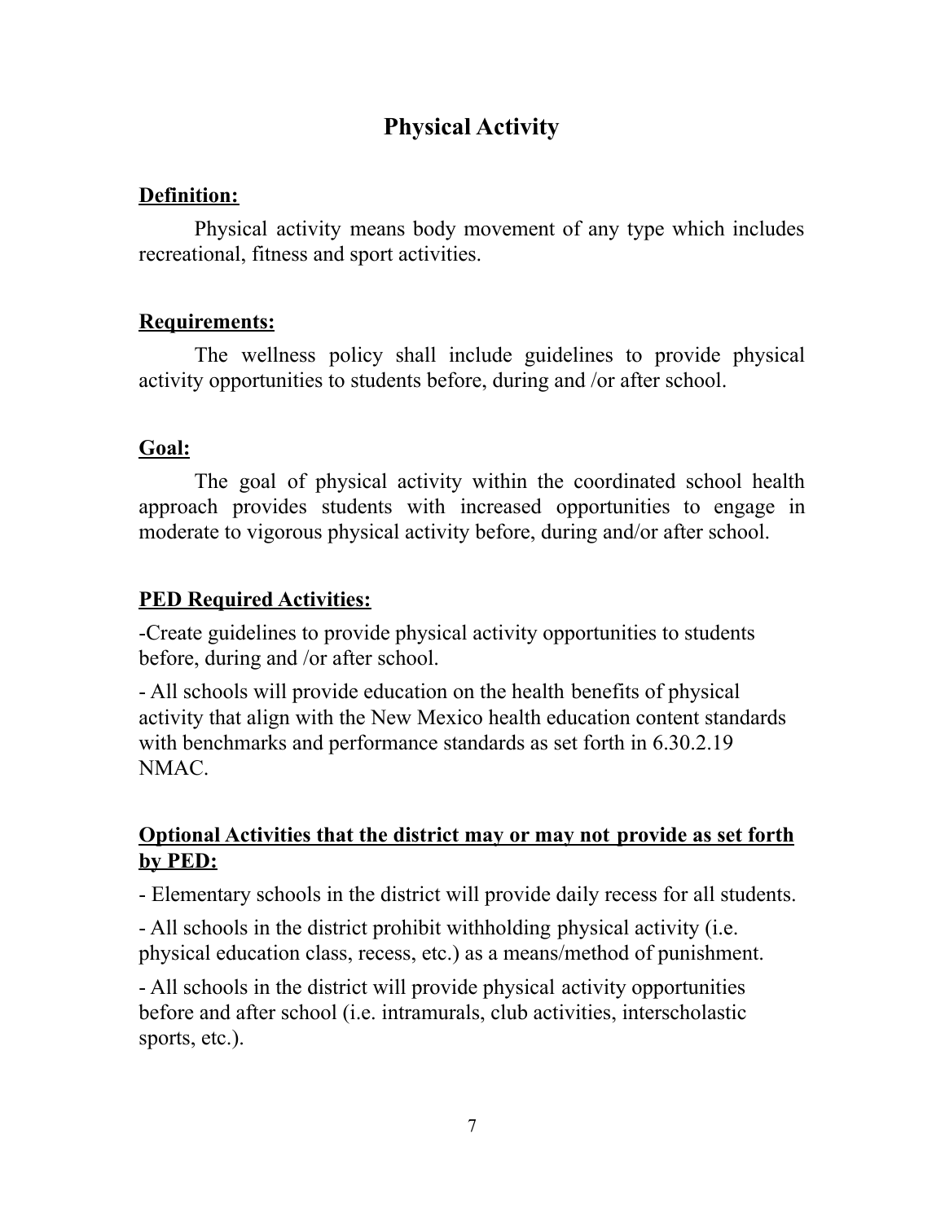# Physical Activity

**Definition:**

Physical activity means body movement of any type which includes recreational, fitness and sport activities.

**Requirements:**

The wellness policy shall include guidelines to provide physical activity opportunities to students before, during and /or after school.

**Goal:**

The goal of physical activity within the coordinated school health approach provides students with increased opportunities to engage in moderate to vigorous physical activity before, during and/or after school.

**PED Required Activities:**

-Create guidelines to provide physical activity opportunities to students before, during and /or after school.

- All schools will provide education on the health benefits of physical activity that align with the New Mexico health education content standards with benchmarks and performance standards as set forth in 6.30.2.19 NMAC.

**Optional Activities that the district may or may not provide as set forth by PED:**

- Elementary schools in the district will provide daily recess for all students.

- All schools in the district prohibit withholding physical activity (i.e. physical education class, recess, etc.) as a means/method of punishment.

- All schools in the district will provide physical activity opportunities before and after school (i.e. intramurals, club activities, interscholastic sports, etc.).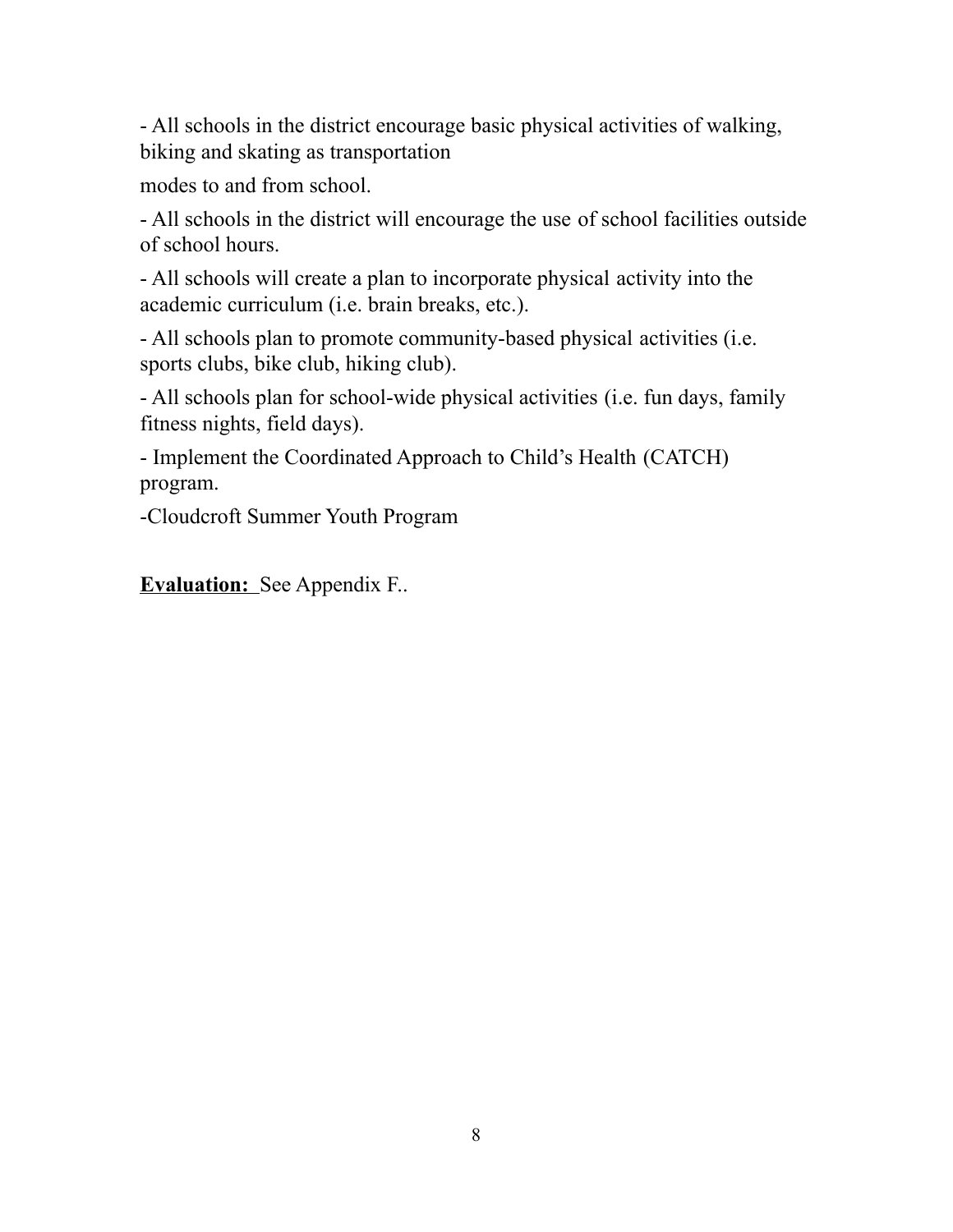- All schools in the district encourage basic physical activities of walking, biking and skating as transportation modes to and from school.

- All schools in the district will encourage the use of school facilities outside of school hours.

- All schools will create a plan to incorporate physical activity into the academic curriculum (i.e. brain breaks, etc.).

- All schools plan to promote community-based physical activities (i.e. sports clubs, bike club, hiking club).

- All schools plan for school-wide physical activities (i.e. fun days, family fitness nights, field days).

- Implement the Coordinated Approach to Child's Health (CATCH) program.

-Cloudcroft Summer Youth Program

**Evaluation:** See Appendix F..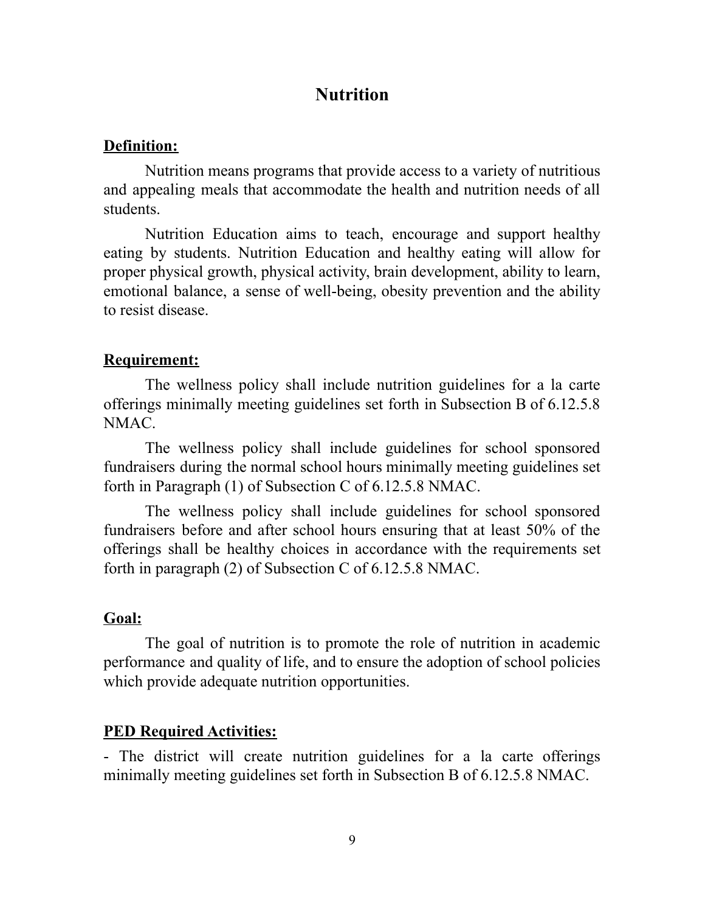# Nutrition

**Definition:**

Nutrition means programs that provide access to a variety of nutritious and appealing meals that accommodate the health and nutrition needs of all students.

Nutrition Education aims to teach, encourage and support healthy eating by students. Nutrition Education and healthy eating will allow for proper physical growth, physical activity, brain development, ability to learn, emotional balance, a sense of well-being, obesity prevention and the ability to resist disease.

**Requirement:**

The wellness policy shall include nutrition guidelines for a la carte offerings minimally meeting guidelines set forth in Subsection B of 6.12.5.8 NMAC.

The wellness policy shall include guidelines for school sponsored fundraisers during the normal school hours minimally meeting guidelines set forth in Paragraph (1) of Subsection C of 6.12.5.8 NMAC.

The wellness policy shall include guidelines for school sponsored fundraisers before and after school hours ensuring that at least 50% of the offerings shall be healthy choices in accordance with the requirements set forth in paragraph (2) of Subsection C of 6.12.5.8 NMAC.

**Goal:**

The goal of nutrition is to promote the role of nutrition in academic performance and quality of life, and to ensure the adoption of school policies which provide adequate nutrition opportunities.

**PED Required Activities:**

- The district will create nutrition guidelines for a la carte offerings minimally meeting guidelines set forth in Subsection B of 6.12.5.8 NMAC.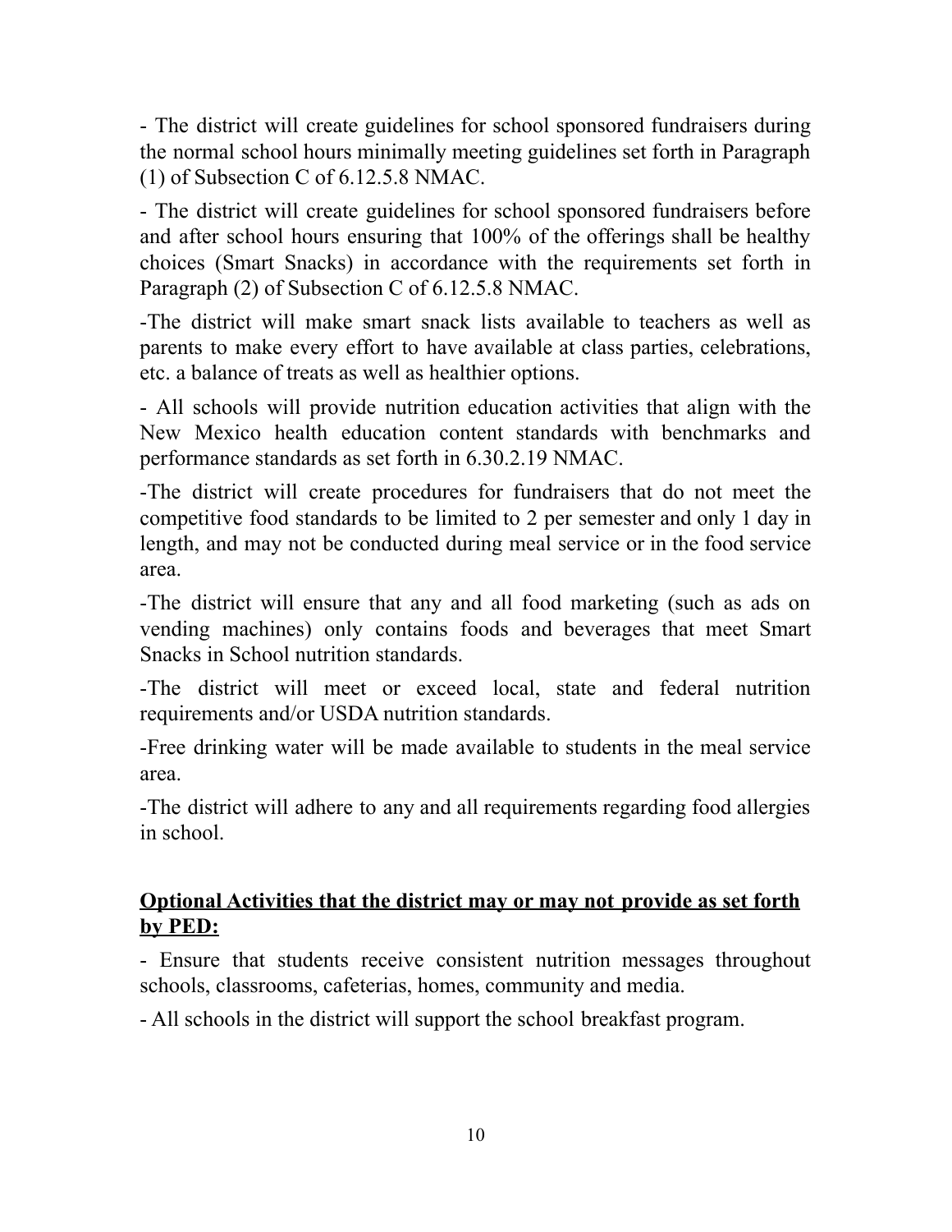- The district will create guidelines for school sponsored fundraisers during the normal school hours minimally meeting guidelines set forth in Paragraph (1) of Subsection C of 6.12.5.8 NMAC.

- The district will create guidelines for school sponsored fundraisers before and after school hours ensuring that 100% of the offerings shall be healthy choices (Smart Snacks) in accordance with the requirements set forth in Paragraph (2) of Subsection C of 6.12.5.8 NMAC.

-The district will make smart snack lists available to teachers as well as parents to make every effort to have available at class parties, celebrations, etc. a balance of treats as well as healthier options.

- All schools will provide nutrition education activities that align with the New Mexico health education content standards with benchmarks and performance standards as set forth in 6.30.2.19 NMAC.

-The district will create procedures for fundraisers that do not meet the competitive food standards to be limited to 2 per semester and only 1 day in length, and may not be conducted during meal service or in the food service area.

-The district will ensure that any and all food marketing (such as ads on vending machines) only contains foods and beverages that meet Smart Snacks in School nutrition standards.

-The district will meet or exceed local, state and federal nutrition requirements and/or USDA nutrition standards.

-Free drinking water will be made available to students in the meal service area.

-The district will adhere to any and all requirements regarding food allergies in school.

**Optional Activities that the district may or may not provide as set forth by PED:**

- Ensure that students receive consistent nutrition messages throughout schools, classrooms, cafeterias, homes, community and media.

- All schools in the district will support the school breakfast program.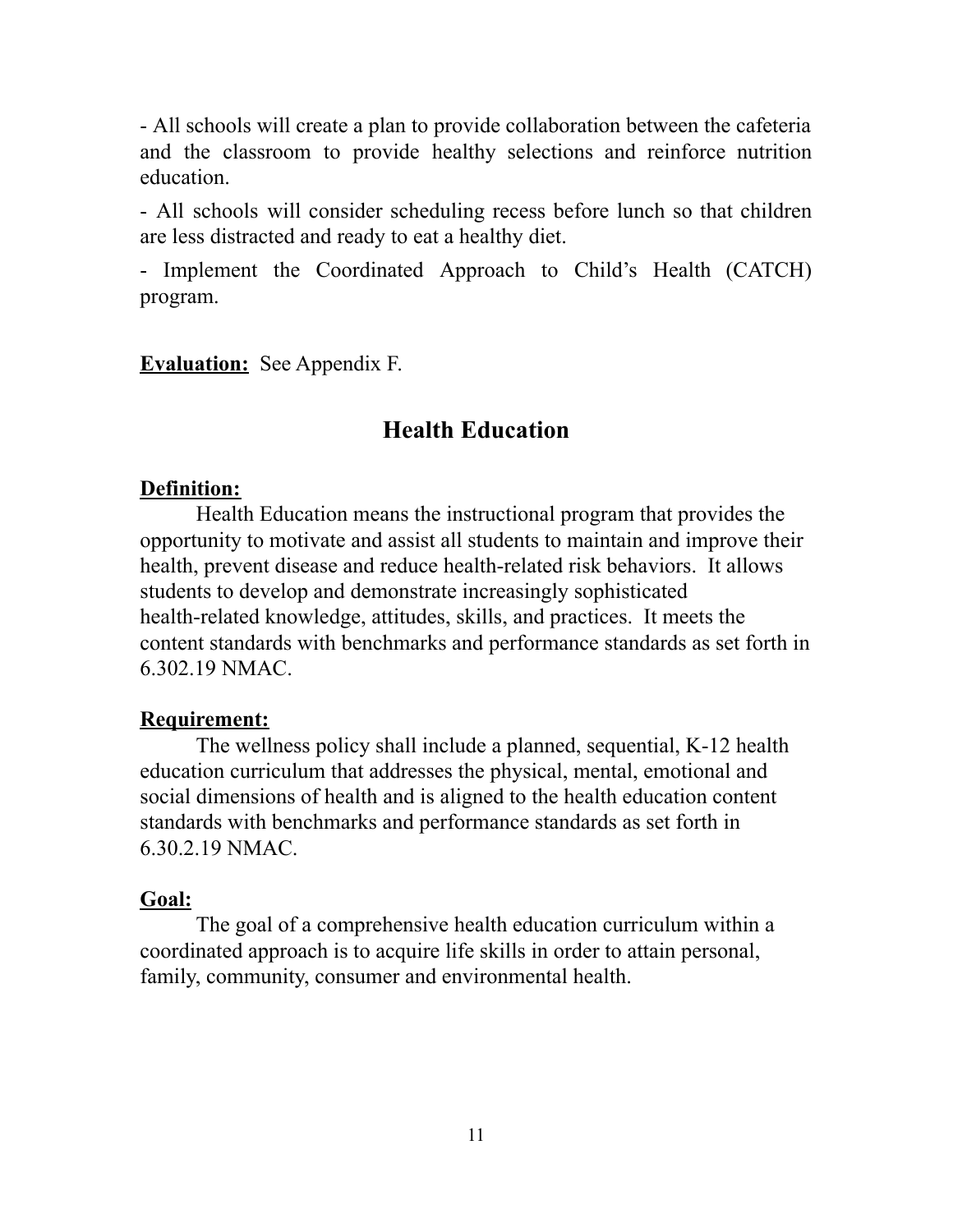- All schools will create a plan to provide collaboration between the cafeteria and the classroom to provide healthy selections and reinforce nutrition education.

- All schools will consider scheduling recess before lunch so that children are less distracted and ready to eat a healthy diet.

- Implement the Coordinated Approach to Child's Health (CATCH) program.

**Evaluation:** See Appendix F.

## Health Education

**Definition:**

Health Education means the instructional program that provides the opportunity to motivate and assist all students to maintain and improve their health, prevent disease and reduce health-related risk behaviors. It allows students to develop and demonstrate increasingly sophisticated health-related knowledge, attitudes, skills, and practices. It meets the content standards with benchmarks and performance standards as set forth in 6.302.19 NMAC.

**Requirement:**

The wellness policy shall include a planned, sequential, K-12 health education curriculum that addresses the physical, mental, emotional and social dimensions of health and is aligned to the health education content standards with benchmarks and performance standards as set forth in 6.30.2.19 NMAC.

**Goal:**

The goal of a comprehensive health education curriculum within a coordinated approach is to acquire life skills in order to attain personal, family, community, consumer and environmental health.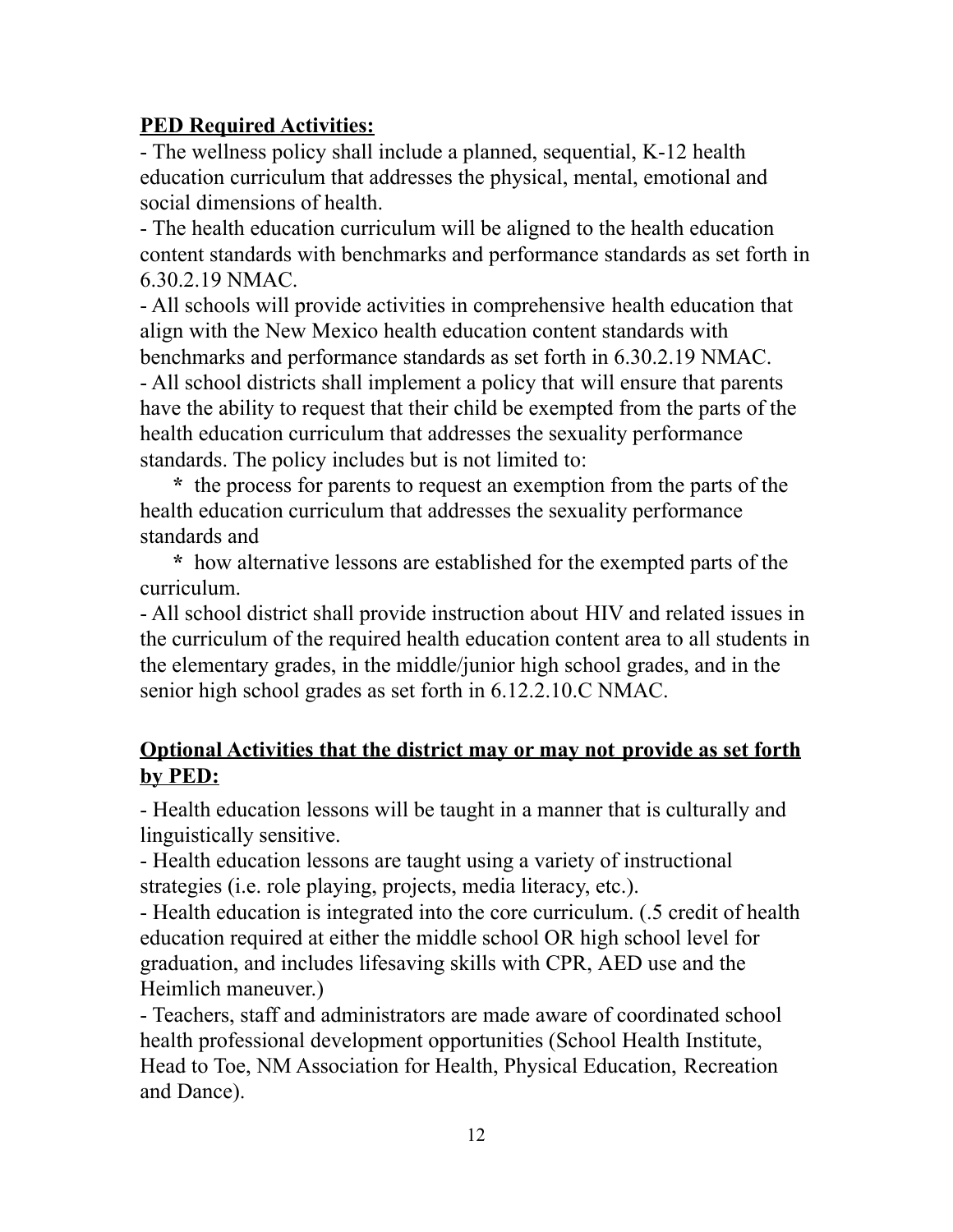**PED Required Activities:**

- The wellness policy shall include a planned, sequential, K-12 health education curriculum that addresses the physical, mental, emotional and social dimensions of health.
- The health education curriculum will be aligned to the health education content standards with benchmarks and performance standards as set forth in 6.30.2.19 NMAC.
- All schools will provide activities in comprehensive health education that align with the New Mexico health education content standards with benchmarks and performance standards as set forth in 6.30.2.19 NMAC.
- All school districts shall implement a policy that will ensure that parents have the ability to request that their child be exempted from the parts of the health education curriculum that addresses the sexuality performance standards. The policy includes but is not limited to:
    * the process for parents to request an exemption from the parts of the health education curriculum that addresses the sexuality performance standards and
    * how alternative lessons are established for the exempted parts of the curriculum.
- All school district shall provide instruction about HIV and related issues in the curriculum of the required health education content area to all students in the elementary grades, in the middle/junior high school grades, and in the senior high school grades as set forth in 6.12.2.10.C NMAC.

**Optional Activities that the district may or may not provide as set forth by PED:**

- Health education lessons will be taught in a manner that is culturally and linguistically sensitive.
- Health education lessons are taught using a variety of instructional strategies (i.e. role playing, projects, media literacy, etc.).
- Health education is integrated into the core curriculum. (.5 credit of health education required at either the middle school OR high school level for graduation, and includes lifesaving skills with CPR, AED use and the Heimlich maneuver.)
- Teachers, staff and administrators are made aware of coordinated school health professional development opportunities (School Health Institute, Head to Toe, NM Association for Health, Physical Education, Recreation and Dance).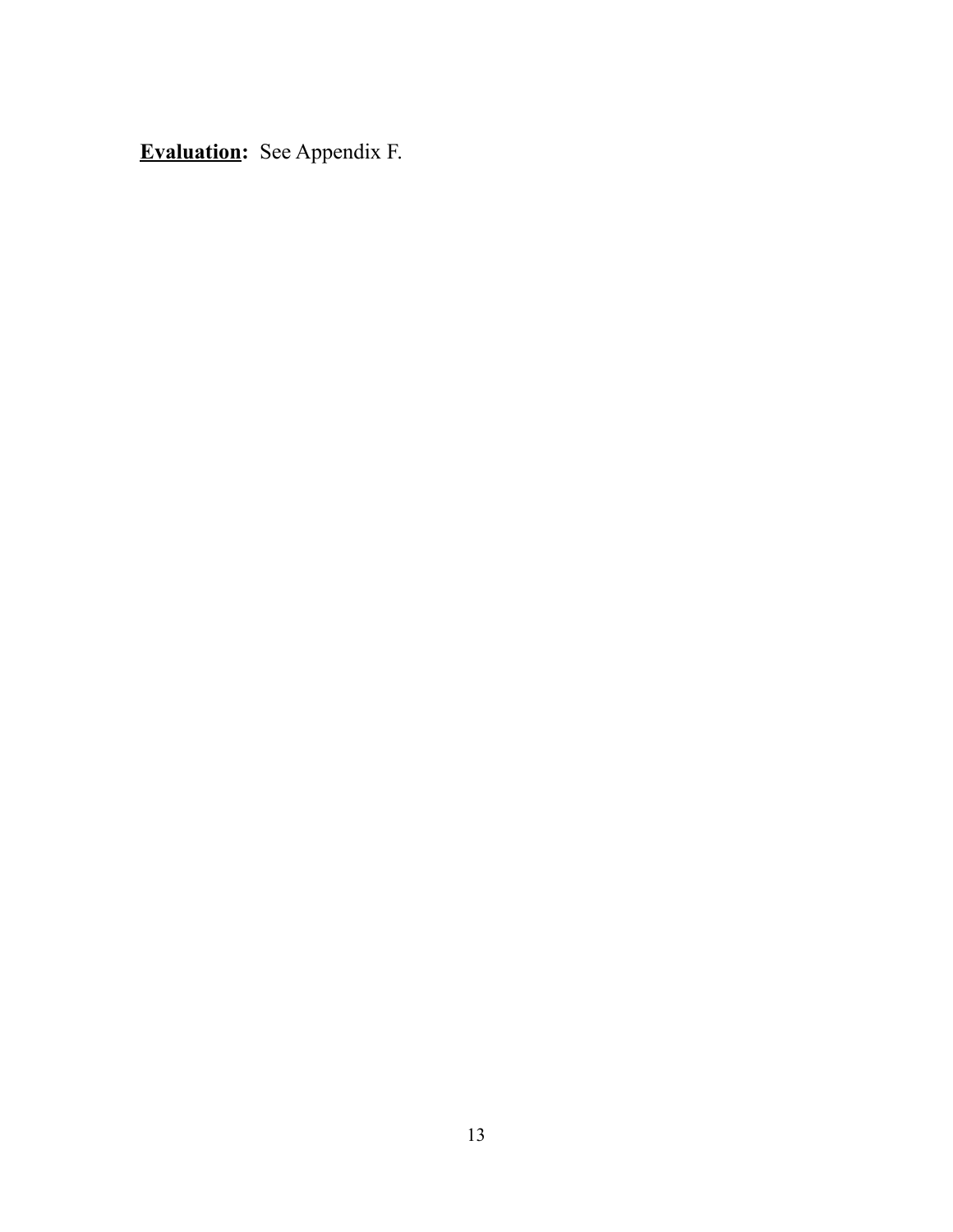**<u>Evaluation</u>:** See Appendix F.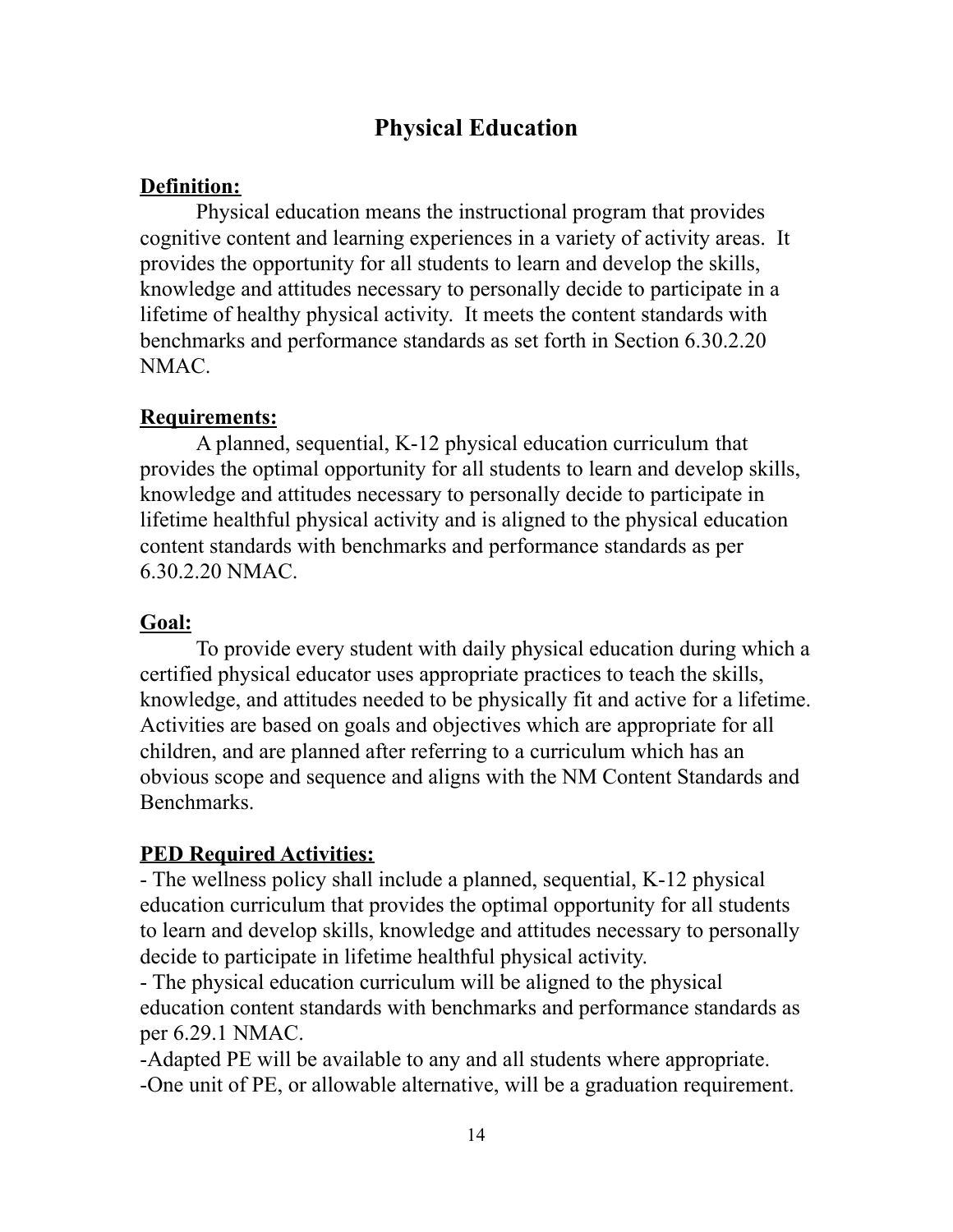# Physical Education

**<u>Definition:</u>**

Physical education means the instructional program that provides cognitive content and learning experiences in a variety of activity areas. It provides the opportunity for all students to learn and develop the skills, knowledge and attitudes necessary to personally decide to participate in a lifetime of healthy physical activity. It meets the content standards with benchmarks and performance standards as set forth in Section 6.30.2.20 NMAC.

**<u>Requirements:</u>**

A planned, sequential, K-12 physical education curriculum that provides the optimal opportunity for all students to learn and develop skills, knowledge and attitudes necessary to personally decide to participate in lifetime healthful physical activity and is aligned to the physical education content standards with benchmarks and performance standards as per 6.30.2.20 NMAC.

**<u>Goal:</u>**

To provide every student with daily physical education during which a certified physical educator uses appropriate practices to teach the skills, knowledge, and attitudes needed to be physically fit and active for a lifetime. Activities are based on goals and objectives which are appropriate for all children, and are planned after referring to a curriculum which has an obvious scope and sequence and aligns with the NM Content Standards and Benchmarks.

**<u>PED Required Activities:</u>**

- The wellness policy shall include a planned, sequential, K-12 physical education curriculum that provides the optimal opportunity for all students to learn and develop skills, knowledge and attitudes necessary to personally decide to participate in lifetime healthful physical activity.
- The physical education curriculum will be aligned to the physical education content standards with benchmarks and performance standards as per 6.29.1 NMAC.
- Adapted PE will be available to any and all students where appropriate.
- One unit of PE, or allowable alternative, will be a graduation requirement.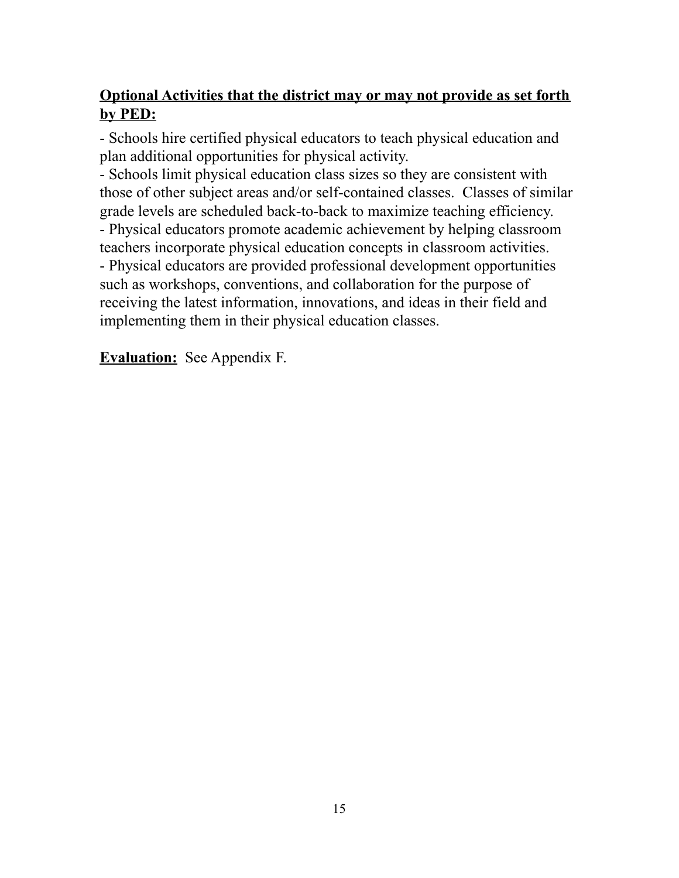**<u>Optional Activities that the district may or may not provide as set forth by PED:</u>**

- Schools hire certified physical educators to teach physical education and plan additional opportunities for physical activity.
- Schools limit physical education class sizes so they are consistent with those of other subject areas and/or self-contained classes. Classes of similar grade levels are scheduled back-to-back to maximize teaching efficiency.
- Physical educators promote academic achievement by helping classroom teachers incorporate physical education concepts in classroom activities.
- Physical educators are provided professional development opportunities such as workshops, conventions, and collaboration for the purpose of receiving the latest information, innovations, and ideas in their field and implementing them in their physical education classes.

**<u>Evaluation:</u>** See Appendix F.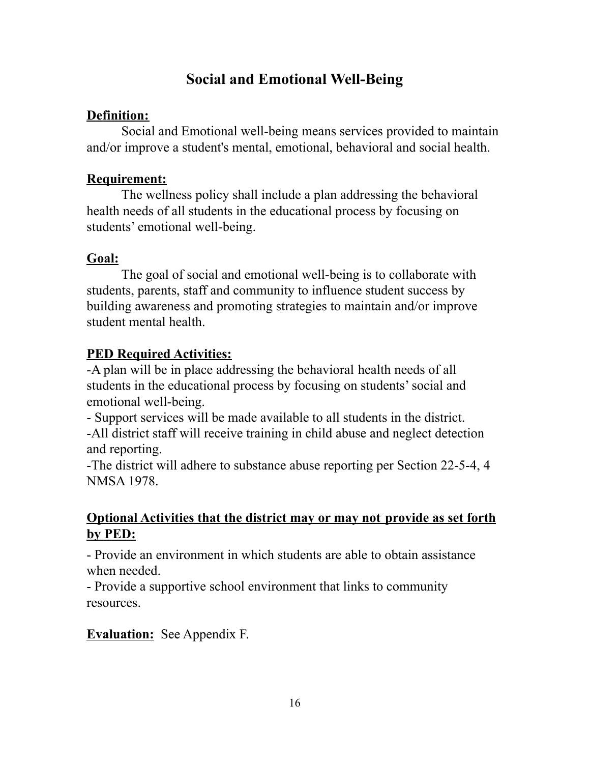# Social and Emotional Well-Being

**Definition:**

Social and Emotional well-being means services provided to maintain and/or improve a student's mental, emotional, behavioral and social health.

**Requirement:**

The wellness policy shall include a plan addressing the behavioral health needs of all students in the educational process by focusing on students' emotional well-being.

**Goal:**

The goal of social and emotional well-being is to collaborate with students, parents, staff and community to influence student success by building awareness and promoting strategies to maintain and/or improve student mental health.

**PED Required Activities:**

-A plan will be in place addressing the behavioral health needs of all students in the educational process by focusing on students' social and emotional well-being.
- Support services will be made available to all students in the district.
-All district staff will receive training in child abuse and neglect detection and reporting.
-The district will adhere to substance abuse reporting per Section 22-5-4, 4 NMSA 1978.

**Optional Activities that the district may or may not provide as set forth by PED:**

- Provide an environment in which students are able to obtain assistance when needed.
- Provide a supportive school environment that links to community resources.

**Evaluation:** See Appendix F.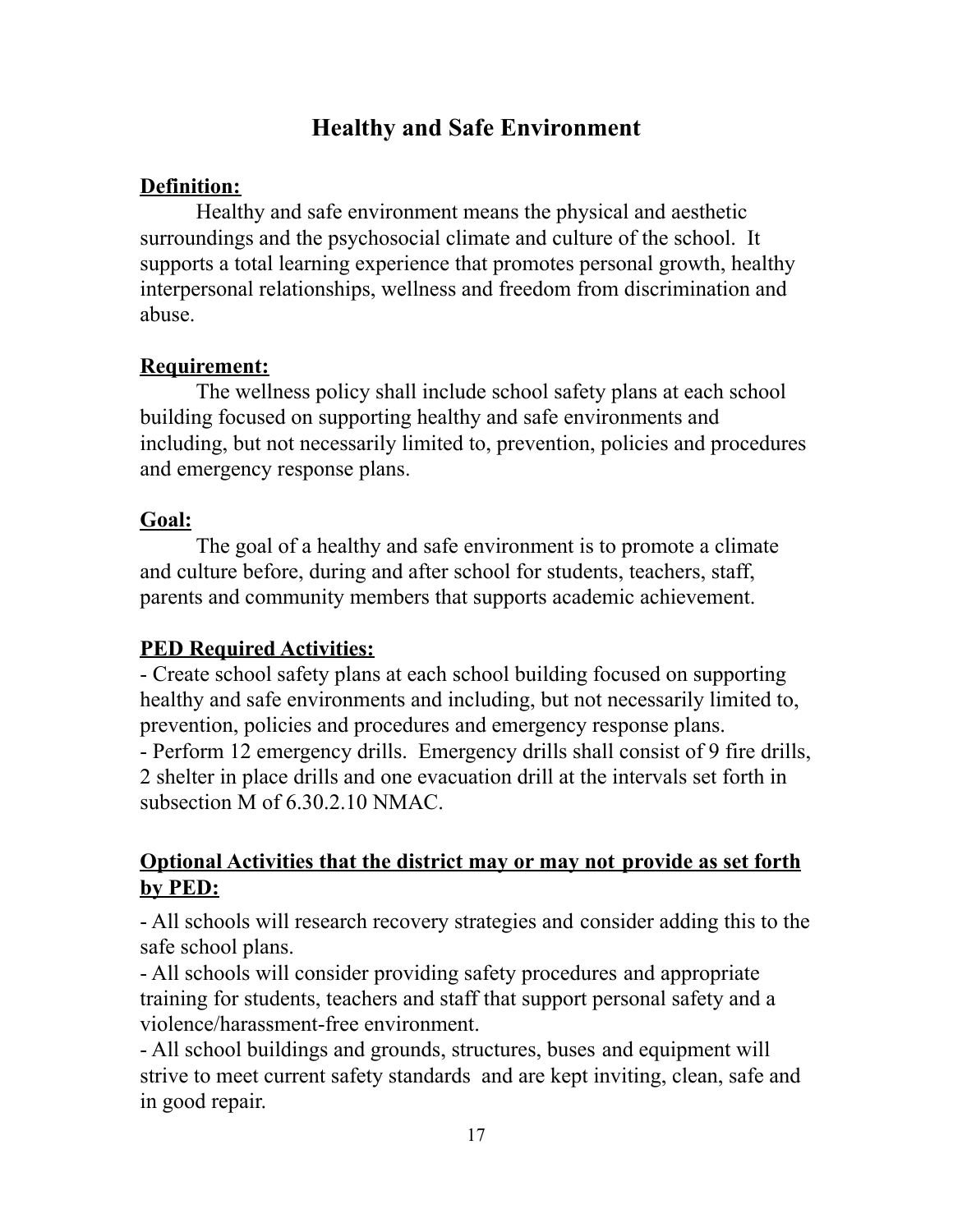# Healthy and Safe Environment

**Definition:**

Healthy and safe environment means the physical and aesthetic surroundings and the psychosocial climate and culture of the school. It supports a total learning experience that promotes personal growth, healthy interpersonal relationships, wellness and freedom from discrimination and abuse.

**Requirement:**

The wellness policy shall include school safety plans at each school building focused on supporting healthy and safe environments and including, but not necessarily limited to, prevention, policies and procedures and emergency response plans.

**Goal:**

The goal of a healthy and safe environment is to promote a climate and culture before, during and after school for students, teachers, staff, parents and community members that supports academic achievement.

**PED Required Activities:**

- Create school safety plans at each school building focused on supporting healthy and safe environments and including, but not necessarily limited to, prevention, policies and procedures and emergency response plans.
- Perform 12 emergency drills. Emergency drills shall consist of 9 fire drills, 2 shelter in place drills and one evacuation drill at the intervals set forth in subsection M of 6.30.2.10 NMAC.

**Optional Activities that the district may or may not provide as set forth by PED:**

- All schools will research recovery strategies and consider adding this to the safe school plans.
- All schools will consider providing safety procedures and appropriate training for students, teachers and staff that support personal safety and a violence/harassment-free environment.
- All school buildings and grounds, structures, buses and equipment will strive to meet current safety standards and are kept inviting, clean, safe and in good repair.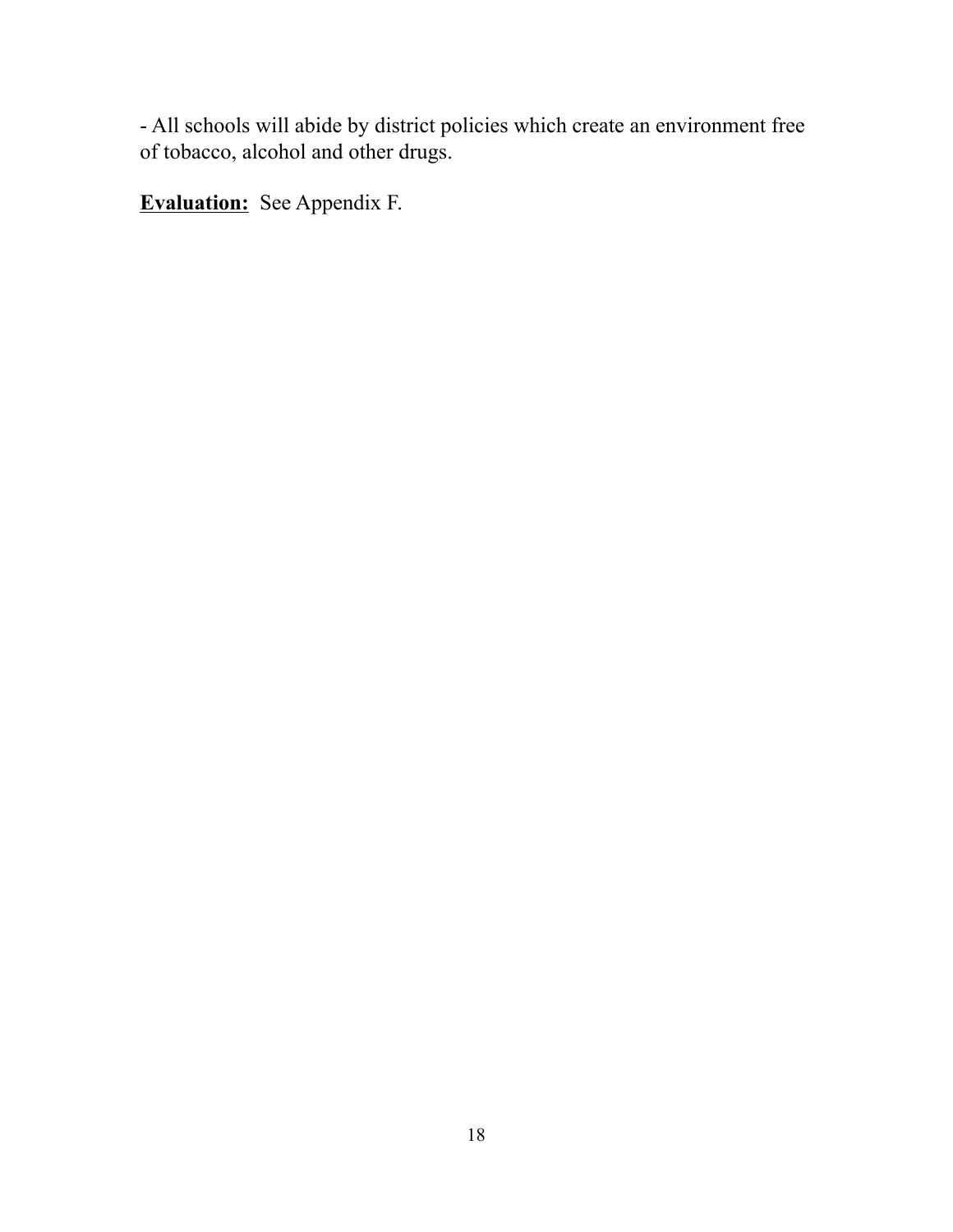- All schools will abide by district policies which create an environment free of tobacco, alcohol and other drugs.

**Evaluation:** See Appendix F.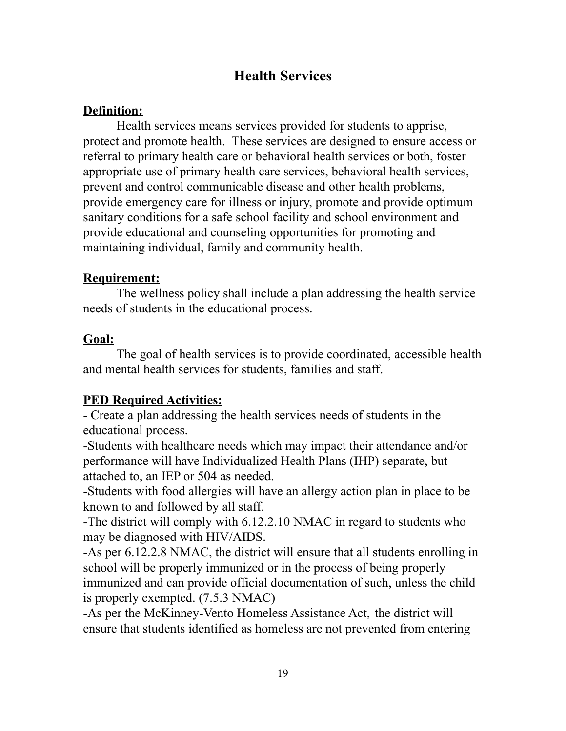# Health Services

**Definition:**

Health services means services provided for students to apprise, protect and promote health. These services are designed to ensure access or referral to primary health care or behavioral health services or both, foster appropriate use of primary health care services, behavioral health services, prevent and control communicable disease and other health problems, provide emergency care for illness or injury, promote and provide optimum sanitary conditions for a safe school facility and school environment and provide educational and counseling opportunities for promoting and maintaining individual, family and community health.

**Requirement:**

The wellness policy shall include a plan addressing the health service needs of students in the educational process.

**Goal:**

The goal of health services is to provide coordinated, accessible health and mental health services for students, families and staff.

**PED Required Activities:**

- Create a plan addressing the health services needs of students in the educational process.
- Students with healthcare needs which may impact their attendance and/or performance will have Individualized Health Plans (IHP) separate, but attached to, an IEP or 504 as needed.
- Students with food allergies will have an allergy action plan in place to be known to and followed by all staff.
- The district will comply with 6.12.2.10 NMAC in regard to students who may be diagnosed with HIV/AIDS.
- As per 6.12.2.8 NMAC, the district will ensure that all students enrolling in school will be properly immunized or in the process of being properly immunized and can provide official documentation of such, unless the child is properly exempted. (7.5.3 NMAC)
- As per the McKinney-Vento Homeless Assistance Act, the district will ensure that students identified as homeless are not prevented from entering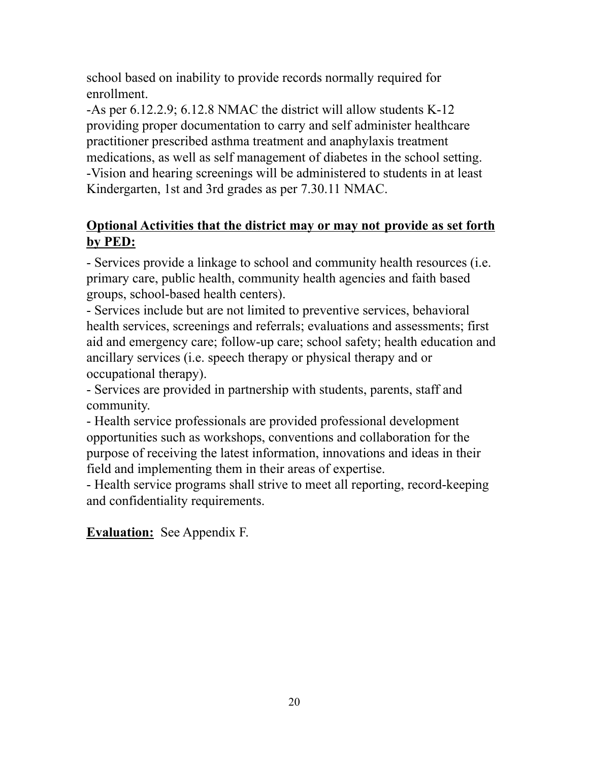school based on inability to provide records normally required for enrollment.

-As per 6.12.2.9; 6.12.8 NMAC the district will allow students K-12 providing proper documentation to carry and self administer healthcare practitioner prescribed asthma treatment and anaphylaxis treatment medications, as well as self management of diabetes in the school setting.

-Vision and hearing screenings will be administered to students in at least Kindergarten, 1st and 3rd grades as per 7.30.11 NMAC.

**Optional Activities that the district may or may not provide as set forth by PED:**

- Services provide a linkage to school and community health resources (i.e. primary care, public health, community health agencies and faith based groups, school-based health centers).
- Services include but are not limited to preventive services, behavioral health services, screenings and referrals; evaluations and assessments; first aid and emergency care; follow-up care; school safety; health education and ancillary services (i.e. speech therapy or physical therapy and or occupational therapy).
- Services are provided in partnership with students, parents, staff and community.
- Health service professionals are provided professional development opportunities such as workshops, conventions and collaboration for the purpose of receiving the latest information, innovations and ideas in their field and implementing them in their areas of expertise.
- Health service programs shall strive to meet all reporting, record-keeping and confidentiality requirements.

**Evaluation:** See Appendix F.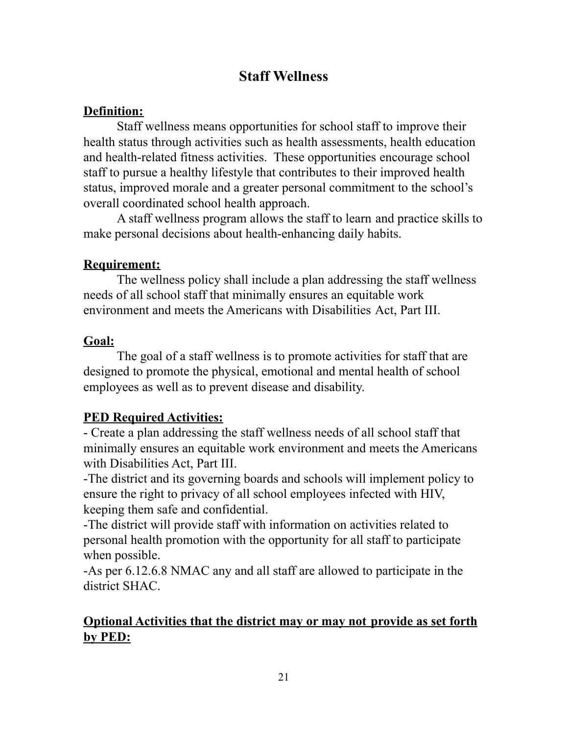# Staff Wellness

**Definition:**

Staff wellness means opportunities for school staff to improve their health status through activities such as health assessments, health education and health-related fitness activities. These opportunities encourage school staff to pursue a healthy lifestyle that contributes to their improved health status, improved morale and a greater personal commitment to the school's overall coordinated school health approach.

A staff wellness program allows the staff to learn and practice skills to make personal decisions about health-enhancing daily habits.

**Requirement:**

The wellness policy shall include a plan addressing the staff wellness needs of all school staff that minimally ensures an equitable work environment and meets the Americans with Disabilities Act, Part III.

**Goal:**

The goal of a staff wellness is to promote activities for staff that are designed to promote the physical, emotional and mental health of school employees as well as to prevent disease and disability.

**PED Required Activities:**

- Create a plan addressing the staff wellness needs of all school staff that minimally ensures an equitable work environment and meets the Americans with Disabilities Act, Part III.
- The district and its governing boards and schools will implement policy to ensure the right to privacy of all school employees infected with HIV, keeping them safe and confidential.
- The district will provide staff with information on activities related to personal health promotion with the opportunity for all staff to participate when possible.
- As per 6.12.6.8 NMAC any and all staff are allowed to participate in the district SHAC.

**Optional Activities that the district may or may not provide as set forth by PED:**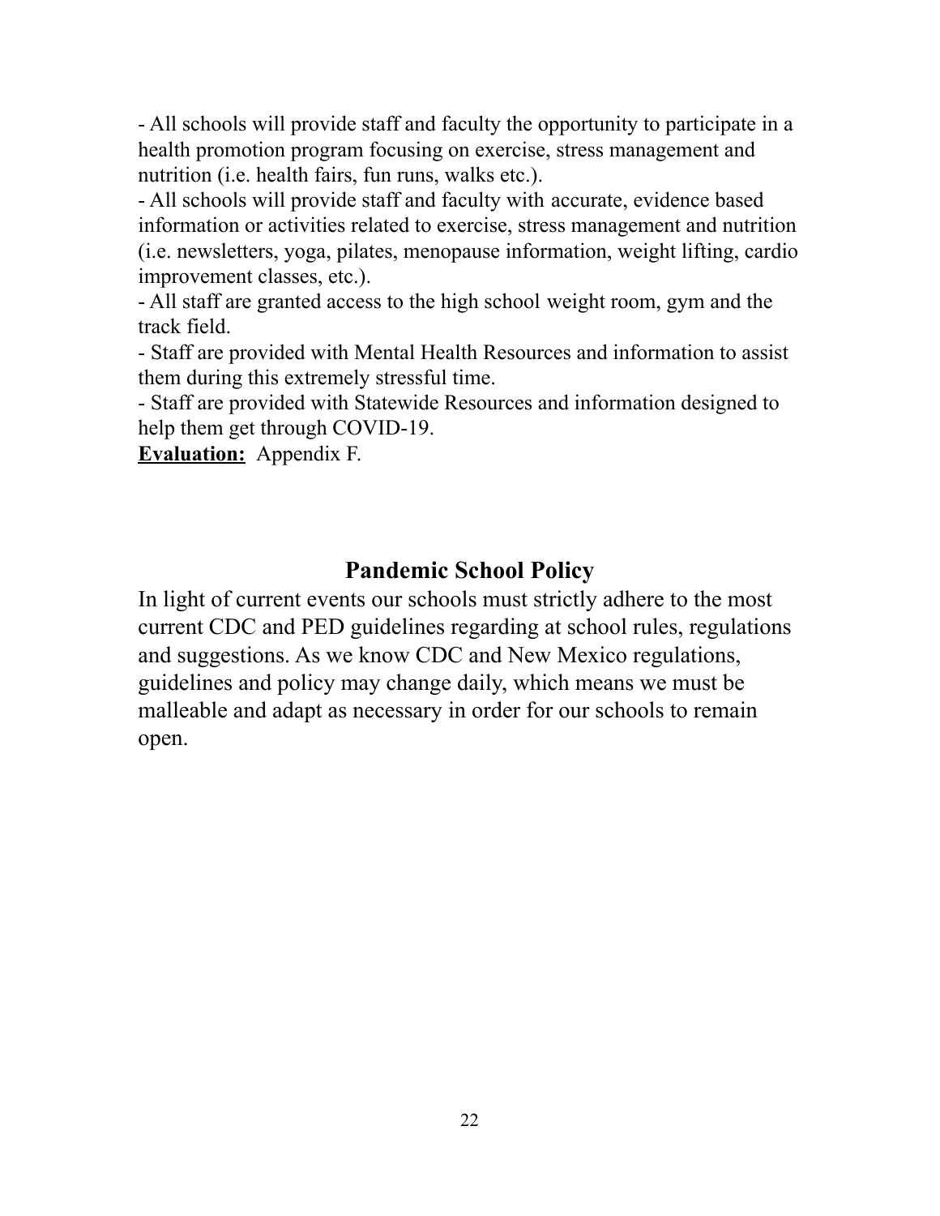- All schools will provide staff and faculty the opportunity to participate in a health promotion program focusing on exercise, stress management and nutrition (i.e. health fairs, fun runs, walks etc.).
- All schools will provide staff and faculty with accurate, evidence based information or activities related to exercise, stress management and nutrition (i.e. newsletters, yoga, pilates, menopause information, weight lifting, cardio improvement classes, etc.).
- All staff are granted access to the high school weight room, gym and the track field.
- Staff are provided with Mental Health Resources and information to assist them during this extremely stressful time.
- Staff are provided with Statewide Resources and information designed to help them get through COVID-19.

**Evaluation:** Appendix F.

## Pandemic School Policy

In light of current events our schools must strictly adhere to the most current CDC and PED guidelines regarding at school rules, regulations and suggestions. As we know CDC and New Mexico regulations, guidelines and policy may change daily, which means we must be malleable and adapt as necessary in order for our schools to remain open.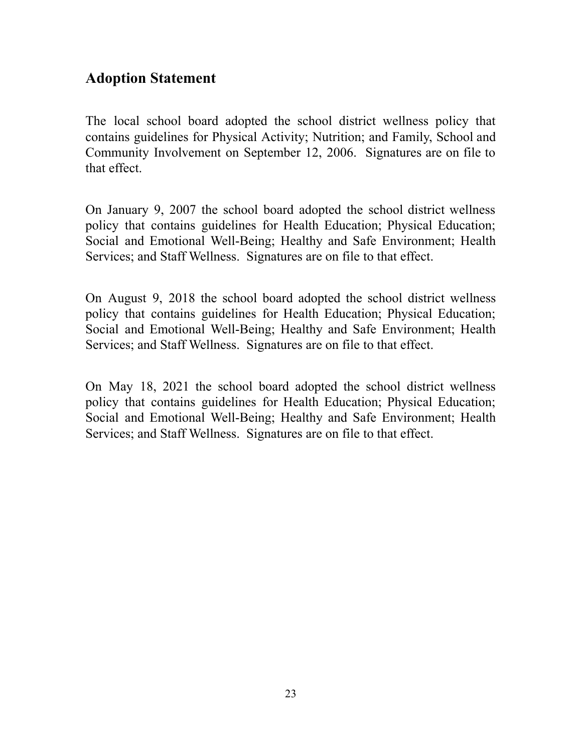## Adoption Statement

The local school board adopted the school district wellness policy that contains guidelines for Physical Activity; Nutrition; and Family, School and Community Involvement on September 12, 2006. Signatures are on file to that effect.

On January 9, 2007 the school board adopted the school district wellness policy that contains guidelines for Health Education; Physical Education; Social and Emotional Well-Being; Healthy and Safe Environment; Health Services; and Staff Wellness. Signatures are on file to that effect.

On August 9, 2018 the school board adopted the school district wellness policy that contains guidelines for Health Education; Physical Education; Social and Emotional Well-Being; Healthy and Safe Environment; Health Services; and Staff Wellness. Signatures are on file to that effect.

On May 18, 2021 the school board adopted the school district wellness policy that contains guidelines for Health Education; Physical Education; Social and Emotional Well-Being; Healthy and Safe Environment; Health Services; and Staff Wellness. Signatures are on file to that effect.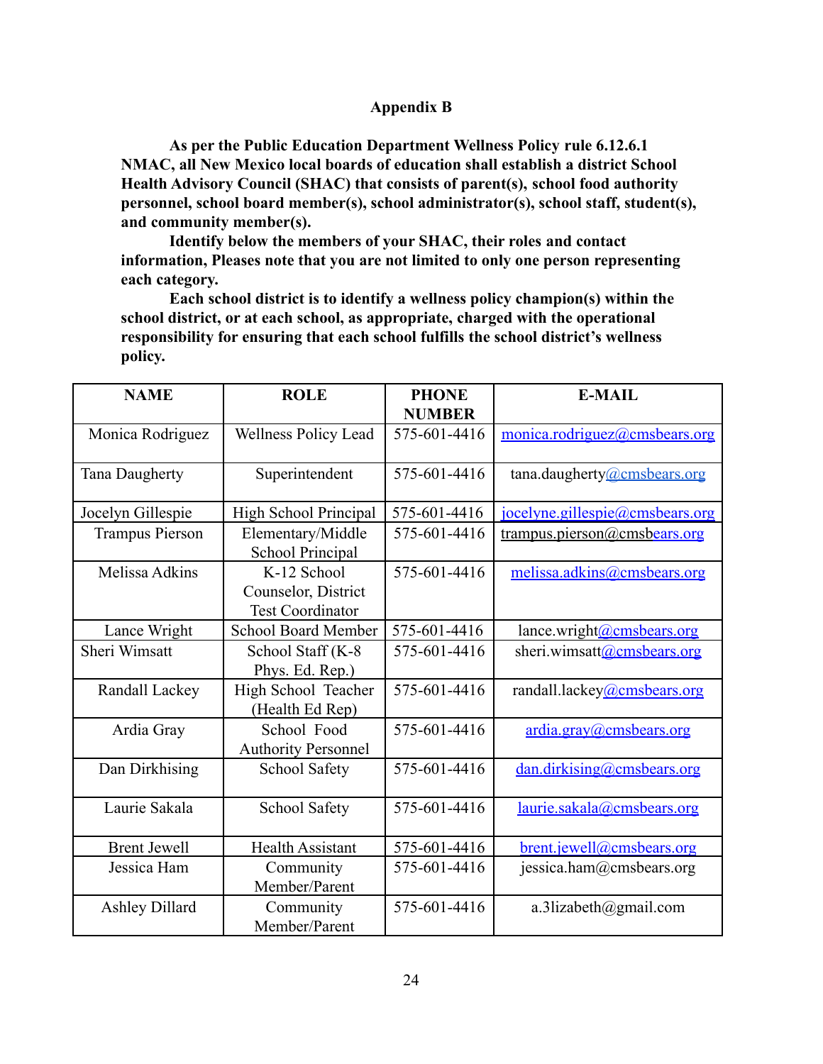**Appendix B**

**As per the Public Education Department Wellness Policy rule 6.12.6.1 NMAC, all New Mexico local boards of education shall establish a district School Health Advisory Council (SHAC) that consists of parent(s), school food authority personnel, school board member(s), school administrator(s), school staff, student(s), and community member(s).**

**Identify below the members of your SHAC, their roles and contact information, Pleases note that you are not limited to only one person representing each category.**

**Each school district is to identify a wellness policy champion(s) within the school district, or at each school, as appropriate, charged with the operational responsibility for ensuring that each school fulfills the school district's wellness policy.**

| NAME | ROLE | PHONE NUMBER | E-MAIL |
|---|---|---|---|
| Monica Rodriguez | Wellness Policy Lead | 575-601-4416 | monica.rodriguez@cmsbears.org |
| Tana Daugherty | Superintendent | 575-601-4416 | tana.daugherty@cmsbears.org |
| Jocelyn Gillespie | High School Principal | 575-601-4416 | jocelyne.gillespie@cmsbears.org |
| Trampus Pierson | Elementary/Middle School Principal | 575-601-4416 | trampus.pierson@cmsbears.org |
| Melissa Adkins | K-12 School Counselor, District Test Coordinator | 575-601-4416 | melissa.adkins@cmsbears.org |
| Lance Wright | School Board Member | 575-601-4416 | lance.wright@cmsbears.org |
| Sheri Wimsatt | School Staff (K-8 Phys. Ed. Rep.) | 575-601-4416 | sheri.wimsatt@cmsbears.org |
| Randall Lackey | High School Teacher (Health Ed Rep) | 575-601-4416 | randall.lackey@cmsbears.org |
| Ardia Gray | School Food Authority Personnel | 575-601-4416 | ardia.gray@cmsbears.org |
| Dan Dirkhising | School Safety | 575-601-4416 | dan.dirkising@cmsbears.org |
| Laurie Sakala | School Safety | 575-601-4416 | laurie.sakala@cmsbears.org |
| Brent Jewell | Health Assistant | 575-601-4416 | brent.jewell@cmsbears.org |
| Jessica Ham | Community Member/Parent | 575-601-4416 | jessica.ham@cmsbears.org |
| Ashley Dillard | Community Member/Parent | 575-601-4416 | a.3lizabeth@gmail.com |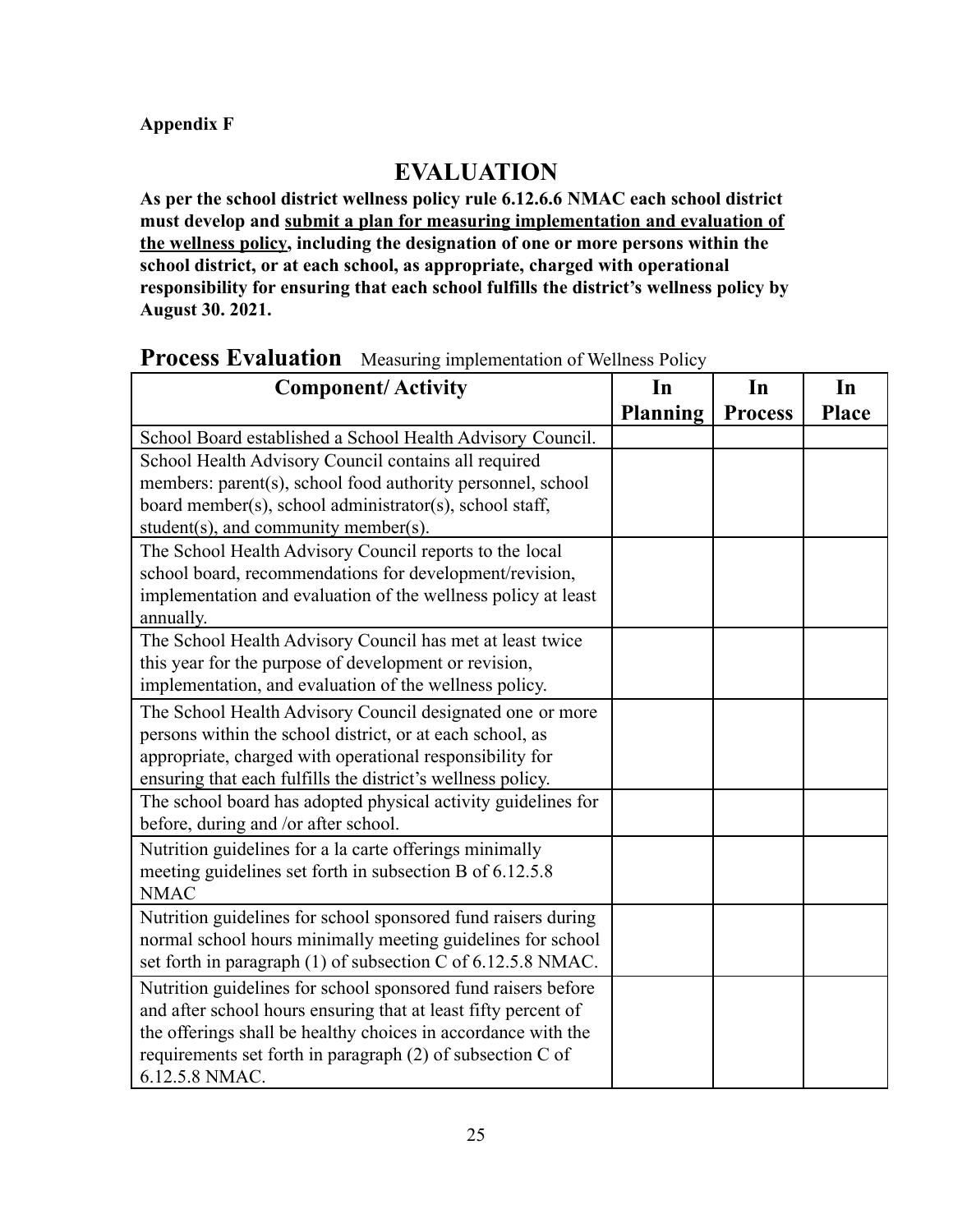**Appendix F**

# EVALUATION

**As per the school district wellness policy rule 6.12.6.6 NMAC each school district must develop and <u>submit a plan for measuring implementation and evaluation of the wellness policy</u>, including the designation of one or more persons within the school district, or at each school, as appropriate, charged with operational responsibility for ensuring that each school fulfills the district's wellness policy by August 30. 2021.**

## Process Evaluation

Measuring implementation of Wellness Policy

| Component/ Activity | In Planning | In Process | In Place |
|---|---|---|---|
| School Board established a School Health Advisory Council. | | | |
| School Health Advisory Council contains all required members: parent(s), school food authority personnel, school board member(s), school administrator(s), school staff, student(s), and community member(s). | | | |
| The School Health Advisory Council reports to the local school board, recommendations for development/revision, implementation and evaluation of the wellness policy at least annually. | | | |
| The School Health Advisory Council has met at least twice this year for the purpose of development or revision, implementation, and evaluation of the wellness policy. | | | |
| The School Health Advisory Council designated one or more persons within the school district, or at each school, as appropriate, charged with operational responsibility for ensuring that each fulfills the district's wellness policy. | | | |
| The school board has adopted physical activity guidelines for before, during and /or after school. | | | |
| Nutrition guidelines for a la carte offerings minimally meeting guidelines set forth in subsection B of 6.12.5.8 NMAC | | | |
| Nutrition guidelines for school sponsored fund raisers during normal school hours minimally meeting guidelines for school set forth in paragraph (1) of subsection C of 6.12.5.8 NMAC. | | | |
| Nutrition guidelines for school sponsored fund raisers before and after school hours ensuring that at least fifty percent of the offerings shall be healthy choices in accordance with the requirements set forth in paragraph (2) of subsection C of 6.12.5.8 NMAC. | | | |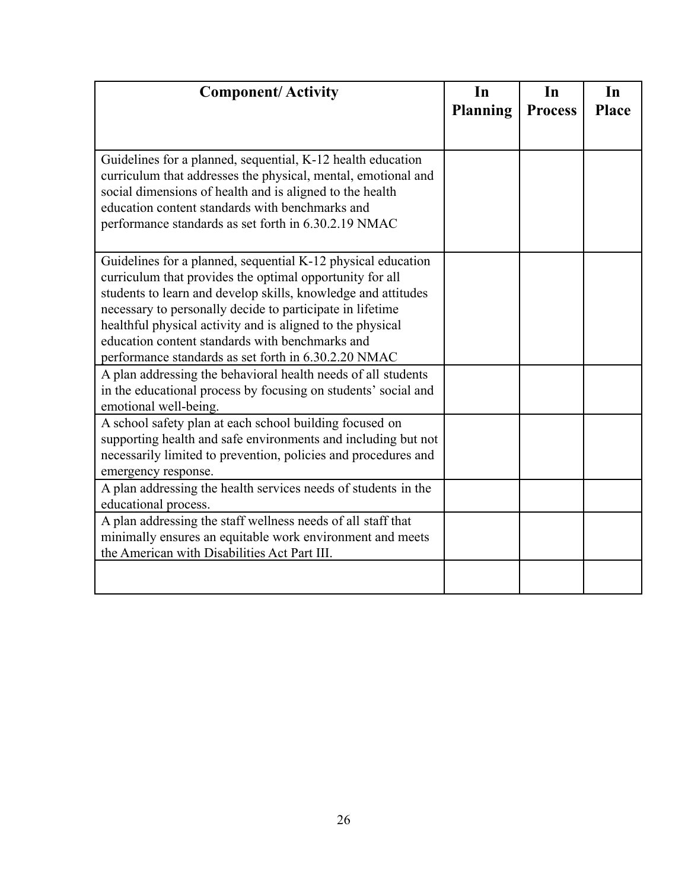| Component/ Activity | In Planning | In Process | In Place |
|---|---|---|---|
| Guidelines for a planned, sequential, K-12 health education curriculum that addresses the physical, mental, emotional and social dimensions of health and is aligned to the health education content standards with benchmarks and performance standards as set forth in 6.30.2.19 NMAC | | | |
| Guidelines for a planned, sequential K-12 physical education curriculum that provides the optimal opportunity for all students to learn and develop skills, knowledge and attitudes necessary to personally decide to participate in lifetime healthful physical activity and is aligned to the physical education content standards with benchmarks and performance standards as set forth in 6.30.2.20 NMAC | | | |
| A plan addressing the behavioral health needs of all students in the educational process by focusing on students' social and emotional well-being. | | | |
| A school safety plan at each school building focused on supporting health and safe environments and including but not necessarily limited to prevention, policies and procedures and emergency response. | | | |
| A plan addressing the health services needs of students in the educational process. | | | |
| A plan addressing the staff wellness needs of all staff that minimally ensures an equitable work environment and meets the American with Disabilities Act Part III. | | | |
| | | | |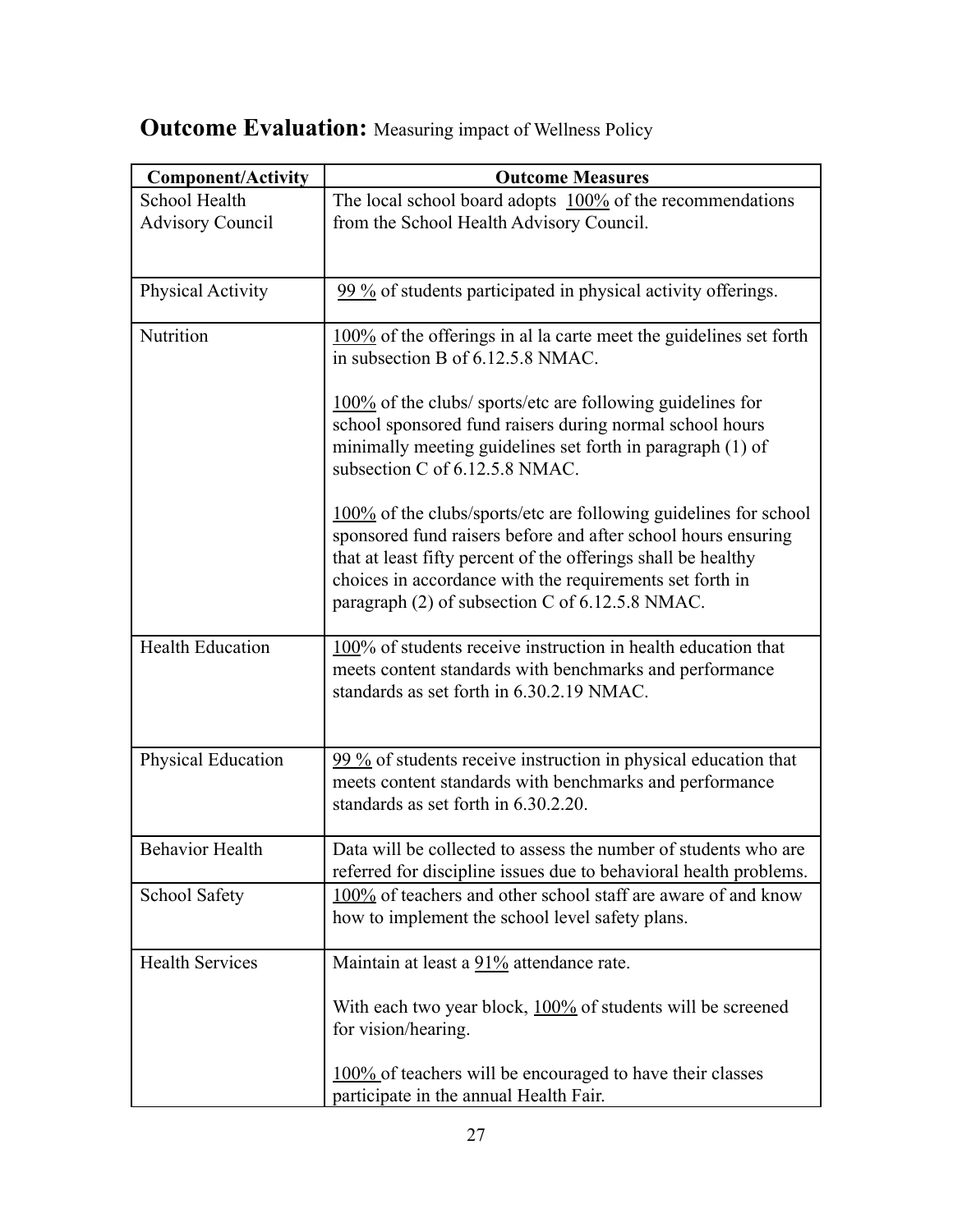## **Outcome Evaluation:** Measuring impact of Wellness Policy

| Component/Activity | Outcome Measures |
|---|---|
| School Health Advisory Council | The local school board adopts 100% of the recommendations from the School Health Advisory Council. |
| Physical Activity | 99 % of students participated in physical activity offerings. |
| Nutrition | 100% of the offerings in al la carte meet the guidelines set forth in subsection B of 6.12.5.8 NMAC.<br><br>100% of the clubs/ sports/etc are following guidelines for school sponsored fund raisers during normal school hours minimally meeting guidelines set forth in paragraph (1) of subsection C of 6.12.5.8 NMAC.<br><br>100% of the clubs/sports/etc are following guidelines for school sponsored fund raisers before and after school hours ensuring that at least fifty percent of the offerings shall be healthy choices in accordance with the requirements set forth in paragraph (2) of subsection C of 6.12.5.8 NMAC. |
| Health Education | 100% of students receive instruction in health education that meets content standards with benchmarks and performance standards as set forth in 6.30.2.19 NMAC. |
| Physical Education | 99 % of students receive instruction in physical education that meets content standards with benchmarks and performance standards as set forth in 6.30.2.20. |
| Behavior Health | Data will be collected to assess the number of students who are referred for discipline issues due to behavioral health problems. |
| School Safety | 100% of teachers and other school staff are aware of and know how to implement the school level safety plans. |
| Health Services | Maintain at least a 91% attendance rate.<br><br>With each two year block, 100% of students will be screened for vision/hearing.<br><br>100% of teachers will be encouraged to have their classes participate in the annual Health Fair. |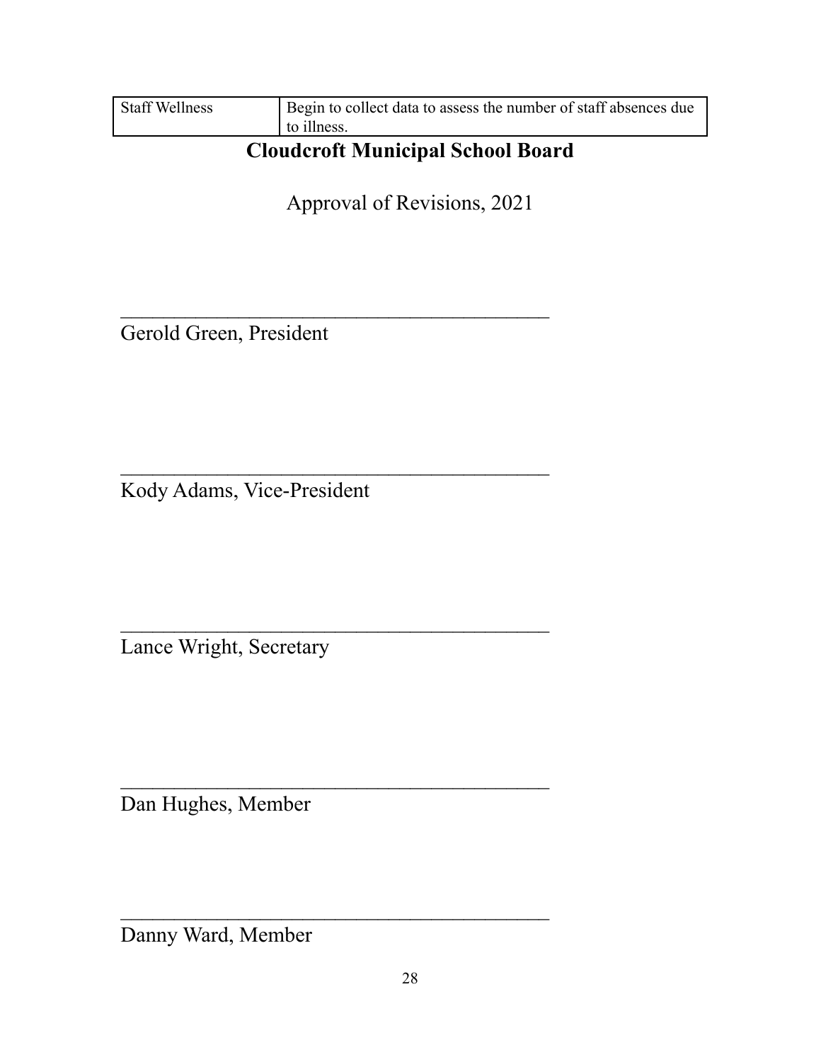| | |
|---|---|
| Staff Wellness | Begin to collect data to assess the number of staff absences due to illness. |

## Cloudcroft Municipal School Board

Approval of Revisions, 2021

___________________________________________
Gerold Green, President

___________________________________________
Kody Adams, Vice-President

___________________________________________
Lance Wright, Secretary

___________________________________________
Dan Hughes, Member

___________________________________________
Danny Ward, Member